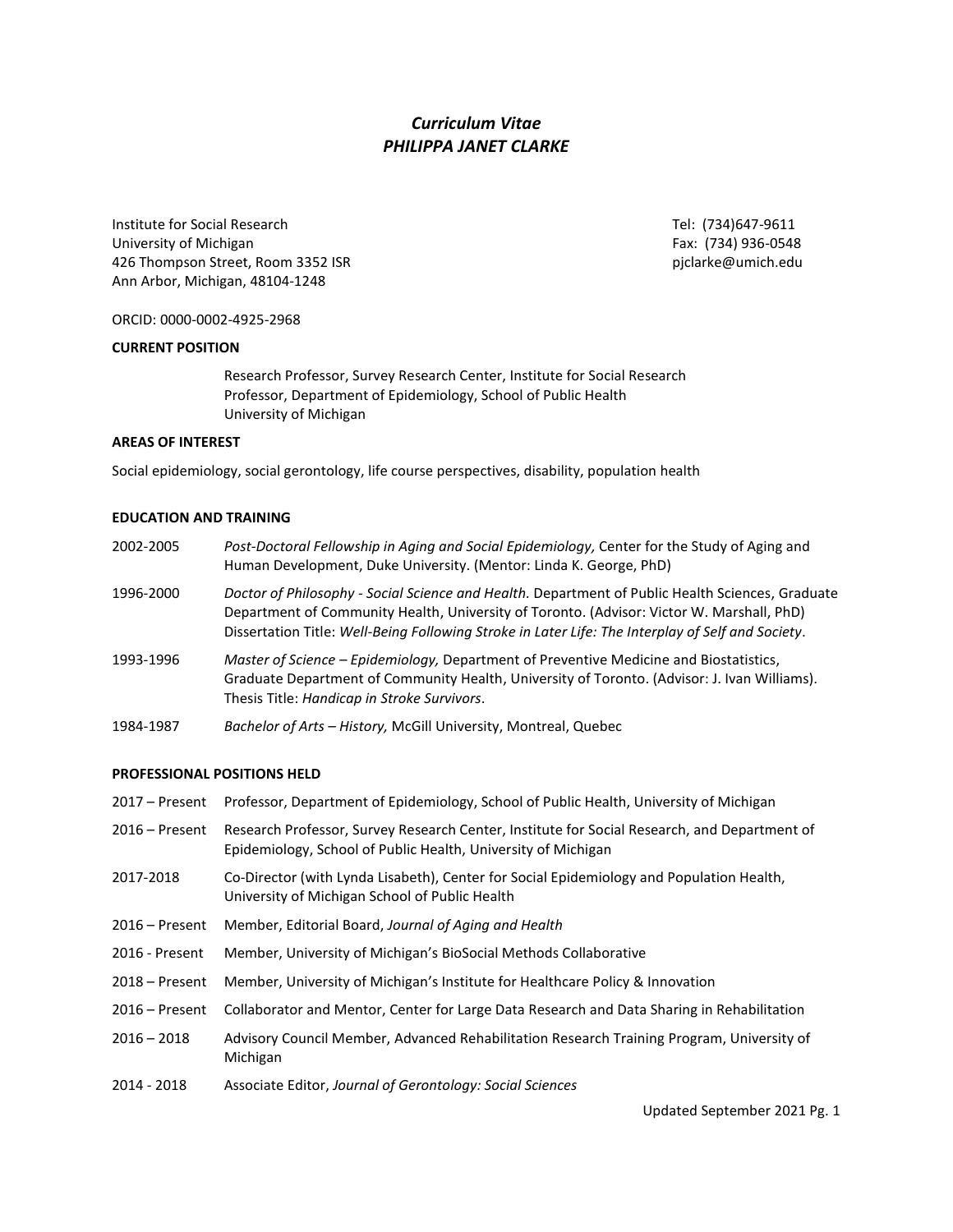# *Curriculum Vitae*
# *PHILIPPA JANET CLARKE*

Institute for Social Research
University of Michigan
426 Thompson Street, Room 3352 ISR
Ann Arbor, Michigan, 48104-1248

Tel: (734)647-9611
Fax: (734) 936-0548
pjclarke@umich.edu

ORCID: 0000-0002-4925-2968

## CURRENT POSITION

Research Professor, Survey Research Center, Institute for Social Research
Professor, Department of Epidemiology, School of Public Health
University of Michigan

## AREAS OF INTEREST

Social epidemiology, social gerontology, life course perspectives, disability, population health

## EDUCATION AND TRAINING

| | |
|---|---|
| 2002-2005 | *Post-Doctoral Fellowship in Aging and Social Epidemiology,* Center for the Study of Aging and Human Development, Duke University. (Mentor: Linda K. George, PhD) |
| 1996-2000 | *Doctor of Philosophy - Social Science and Health.* Department of Public Health Sciences, Graduate Department of Community Health, University of Toronto. (Advisor: Victor W. Marshall, PhD) Dissertation Title: *Well-Being Following Stroke in Later Life: The Interplay of Self and Society*. |
| 1993-1996 | *Master of Science – Epidemiology,* Department of Preventive Medicine and Biostatistics, Graduate Department of Community Health, University of Toronto. (Advisor: J. Ivan Williams). Thesis Title: *Handicap in Stroke Survivors*. |
| 1984-1987 | *Bachelor of Arts – History,* McGill University, Montreal, Quebec |

## PROFESSIONAL POSITIONS HELD

| | |
|---|---|
| 2017 – Present | Professor, Department of Epidemiology, School of Public Health, University of Michigan |
| 2016 – Present | Research Professor, Survey Research Center, Institute for Social Research, and Department of Epidemiology, School of Public Health, University of Michigan |
| 2017-2018 | Co-Director (with Lynda Lisabeth), Center for Social Epidemiology and Population Health, University of Michigan School of Public Health |
| 2016 – Present | Member, Editorial Board, *Journal of Aging and Health* |
| 2016 - Present | Member, University of Michigan's BioSocial Methods Collaborative |
| 2018 – Present | Member, University of Michigan's Institute for Healthcare Policy & Innovation |
| 2016 – Present | Collaborator and Mentor, Center for Large Data Research and Data Sharing in Rehabilitation |
| 2016 – 2018 | Advisory Council Member, Advanced Rehabilitation Research Training Program, University of Michigan |
| 2014 - 2018 | Associate Editor, *Journal of Gerontology: Social Sciences* |

Updated September 2021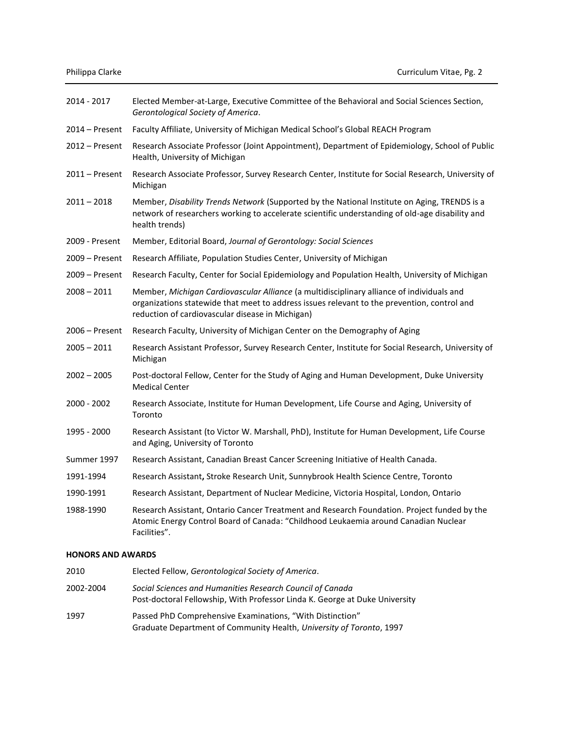| | |
|---|---|
| 2014 - 2017 | Elected Member-at-Large, Executive Committee of the Behavioral and Social Sciences Section, *Gerontological Society of America*. |
| 2014 – Present | Faculty Affiliate, University of Michigan Medical School's Global REACH Program |
| 2012 – Present | Research Associate Professor (Joint Appointment), Department of Epidemiology, School of Public Health, University of Michigan |
| 2011 – Present | Research Associate Professor, Survey Research Center, Institute for Social Research, University of Michigan |
| 2011 – 2018 | Member, *Disability Trends Network* (Supported by the National Institute on Aging, TRENDS is a network of researchers working to accelerate scientific understanding of old-age disability and health trends) |
| 2009 - Present | Member, Editorial Board, *Journal of Gerontology: Social Sciences* |
| 2009 – Present | Research Affiliate, Population Studies Center, University of Michigan |
| 2009 – Present | Research Faculty, Center for Social Epidemiology and Population Health, University of Michigan |
| 2008 – 2011 | Member, *Michigan Cardiovascular Alliance* (a multidisciplinary alliance of individuals and organizations statewide that meet to address issues relevant to the prevention, control and reduction of cardiovascular disease in Michigan) |
| 2006 – Present | Research Faculty, University of Michigan Center on the Demography of Aging |
| 2005 – 2011 | Research Assistant Professor, Survey Research Center, Institute for Social Research, University of Michigan |
| 2002 – 2005 | Post-doctoral Fellow, Center for the Study of Aging and Human Development, Duke University Medical Center |
| 2000 - 2002 | Research Associate, Institute for Human Development, Life Course and Aging, University of Toronto |
| 1995 - 2000 | Research Assistant (to Victor W. Marshall, PhD), Institute for Human Development, Life Course and Aging, University of Toronto |
| Summer 1997 | Research Assistant, Canadian Breast Cancer Screening Initiative of Health Canada. |
| 1991-1994 | Research Assistant**,** Stroke Research Unit, Sunnybrook Health Science Centre, Toronto |
| 1990-1991 | Research Assistant, Department of Nuclear Medicine, Victoria Hospital, London, Ontario |
| 1988-1990 | Research Assistant, Ontario Cancer Treatment and Research Foundation. Project funded by the Atomic Energy Control Board of Canada: "Childhood Leukaemia around Canadian Nuclear Facilities". |

**HONORS AND AWARDS**

| | |
|---|---|
| 2010 | Elected Fellow, *Gerontological Society of America*. |
| 2002-2004 | *Social Sciences and Humanities Research Council of Canada* Post-doctoral Fellowship, With Professor Linda K. George at Duke University |
| 1997 | Passed PhD Comprehensive Examinations, "With Distinction" Graduate Department of Community Health, *University of Toronto*, 1997 |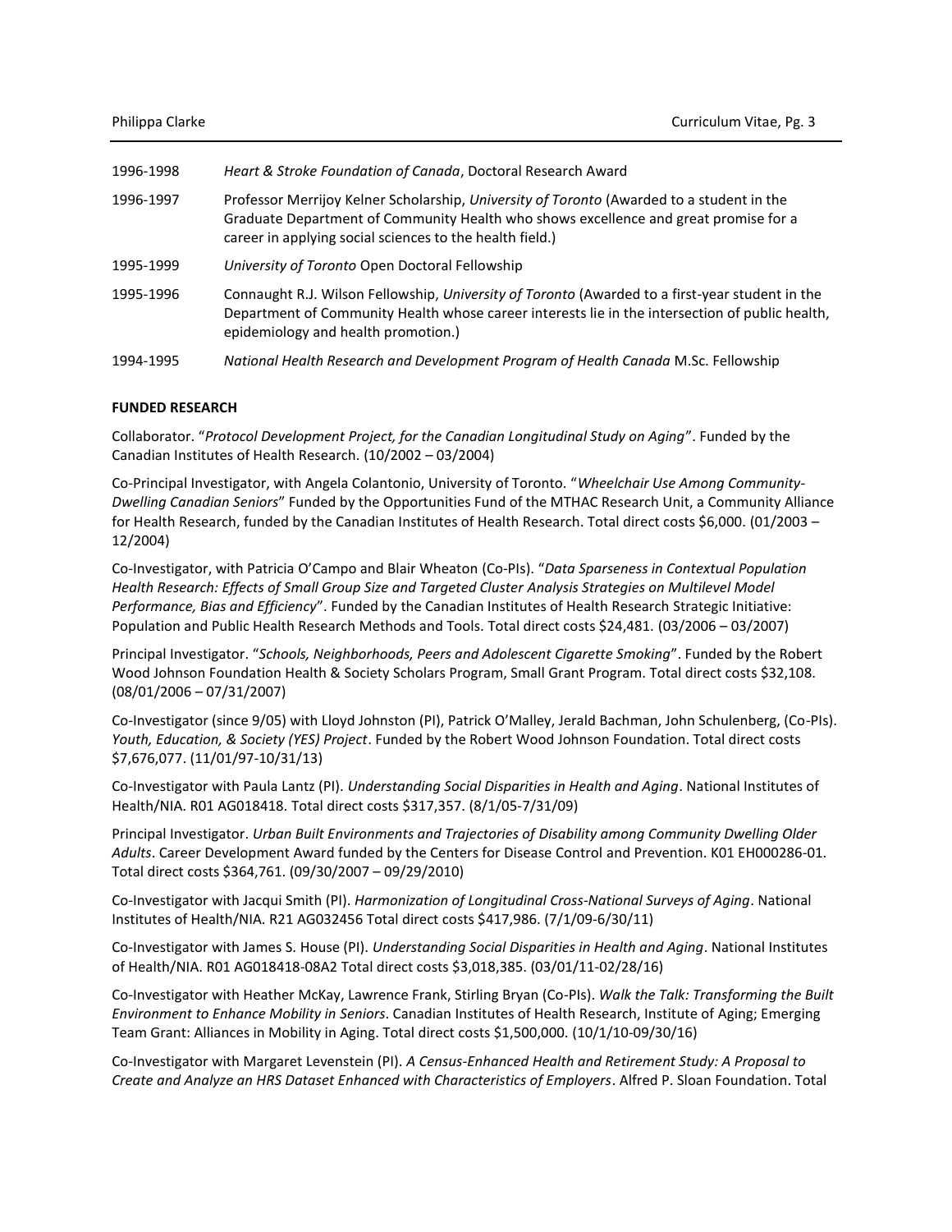1996-1998 *Heart & Stroke Foundation of Canada*, Doctoral Research Award

1996-1997 Professor Merrijoy Kelner Scholarship, *University of Toronto* (Awarded to a student in the Graduate Department of Community Health who shows excellence and great promise for a career in applying social sciences to the health field.)

1995-1999 *University of Toronto* Open Doctoral Fellowship

1995-1996 Connaught R.J. Wilson Fellowship, *University of Toronto* (Awarded to a first-year student in the Department of Community Health whose career interests lie in the intersection of public health, epidemiology and health promotion.)

1994-1995 *National Health Research and Development Program of Health Canada* M.Sc. Fellowship

**FUNDED RESEARCH**

Collaborator. "*Protocol Development Project, for the Canadian Longitudinal Study on Aging*". Funded by the Canadian Institutes of Health Research. (10/2002 – 03/2004)

Co-Principal Investigator, with Angela Colantonio, University of Toronto. "*Wheelchair Use Among Community-Dwelling Canadian Seniors*" Funded by the Opportunities Fund of the MTHAC Research Unit, a Community Alliance for Health Research, funded by the Canadian Institutes of Health Research. Total direct costs $6,000. (01/2003 – 12/2004)

Co-Investigator, with Patricia O'Campo and Blair Wheaton (Co-PIs). "*Data Sparseness in Contextual Population Health Research: Effects of Small Group Size and Targeted Cluster Analysis Strategies on Multilevel Model Performance, Bias and Efficiency*". Funded by the Canadian Institutes of Health Research Strategic Initiative: Population and Public Health Research Methods and Tools. Total direct costs $24,481. (03/2006 – 03/2007)

Principal Investigator. "*Schools, Neighborhoods, Peers and Adolescent Cigarette Smoking*". Funded by the Robert Wood Johnson Foundation Health & Society Scholars Program, Small Grant Program. Total direct costs $32,108. (08/01/2006 – 07/31/2007)

Co-Investigator (since 9/05) with Lloyd Johnston (PI), Patrick O'Malley, Jerald Bachman, John Schulenberg, (Co-PIs). *Youth, Education, & Society (YES) Project*. Funded by the Robert Wood Johnson Foundation. Total direct costs $7,676,077. (11/01/97-10/31/13)

Co-Investigator with Paula Lantz (PI). *Understanding Social Disparities in Health and Aging*. National Institutes of Health/NIA. R01 AG018418. Total direct costs $317,357. (8/1/05-7/31/09)

Principal Investigator. *Urban Built Environments and Trajectories of Disability among Community Dwelling Older Adults*. Career Development Award funded by the Centers for Disease Control and Prevention. K01 EH000286-01. Total direct costs $364,761. (09/30/2007 – 09/29/2010)

Co-Investigator with Jacqui Smith (PI). *Harmonization of Longitudinal Cross-National Surveys of Aging*. National Institutes of Health/NIA. R21 AG032456 Total direct costs $417,986. (7/1/09-6/30/11)

Co-Investigator with James S. House (PI). *Understanding Social Disparities in Health and Aging*. National Institutes of Health/NIA. R01 AG018418-08A2 Total direct costs $3,018,385. (03/01/11-02/28/16)

Co-Investigator with Heather McKay, Lawrence Frank, Stirling Bryan (Co-PIs). *Walk the Talk: Transforming the Built Environment to Enhance Mobility in Seniors*. Canadian Institutes of Health Research, Institute of Aging; Emerging Team Grant: Alliances in Mobility in Aging. Total direct costs $1,500,000. (10/1/10-09/30/16)

Co-Investigator with Margaret Levenstein (PI). *A Census-Enhanced Health and Retirement Study: A Proposal to Create and Analyze an HRS Dataset Enhanced with Characteristics of Employers*. Alfred P. Sloan Foundation. Total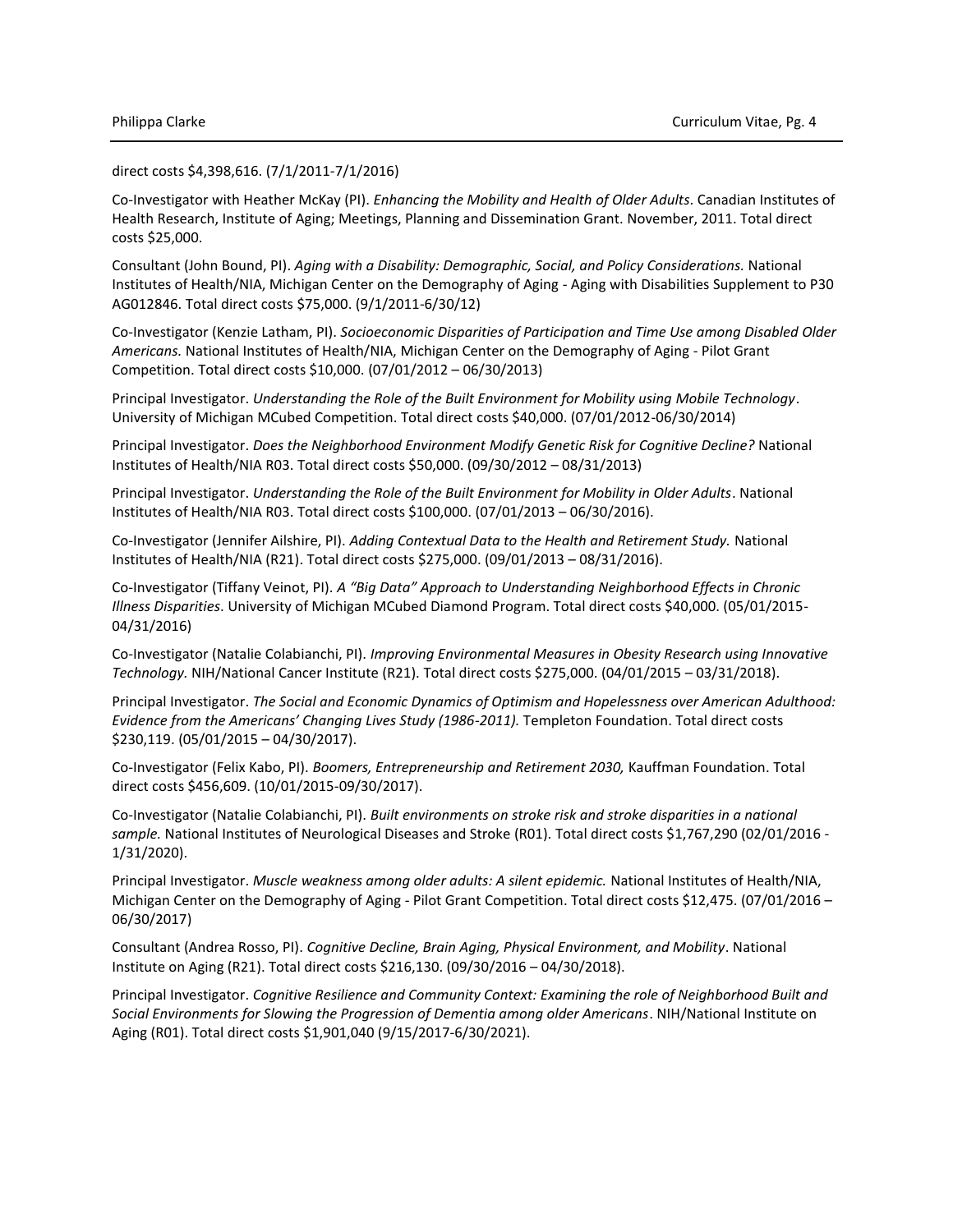direct costs $4,398,616. (7/1/2011-7/1/2016)

Co-Investigator with Heather McKay (PI). *Enhancing the Mobility and Health of Older Adults*. Canadian Institutes of Health Research, Institute of Aging; Meetings, Planning and Dissemination Grant. November, 2011. Total direct costs $25,000.

Consultant (John Bound, PI). *Aging with a Disability: Demographic, Social, and Policy Considerations.* National Institutes of Health/NIA, Michigan Center on the Demography of Aging - Aging with Disabilities Supplement to P30 AG012846. Total direct costs $75,000. (9/1/2011-6/30/12)

Co-Investigator (Kenzie Latham, PI). *Socioeconomic Disparities of Participation and Time Use among Disabled Older Americans.* National Institutes of Health/NIA, Michigan Center on the Demography of Aging - Pilot Grant Competition. Total direct costs $10,000. (07/01/2012 – 06/30/2013)

Principal Investigator. *Understanding the Role of the Built Environment for Mobility using Mobile Technology*. University of Michigan MCubed Competition. Total direct costs $40,000. (07/01/2012-06/30/2014)

Principal Investigator. *Does the Neighborhood Environment Modify Genetic Risk for Cognitive Decline?* National Institutes of Health/NIA R03. Total direct costs $50,000. (09/30/2012 – 08/31/2013)

Principal Investigator. *Understanding the Role of the Built Environment for Mobility in Older Adults*. National Institutes of Health/NIA R03. Total direct costs $100,000. (07/01/2013 – 06/30/2016).

Co-Investigator (Jennifer Ailshire, PI). *Adding Contextual Data to the Health and Retirement Study.* National Institutes of Health/NIA (R21). Total direct costs $275,000. (09/01/2013 – 08/31/2016).

Co-Investigator (Tiffany Veinot, PI). *A "Big Data" Approach to Understanding Neighborhood Effects in Chronic Illness Disparities.* University of Michigan MCubed Diamond Program. Total direct costs $40,000. (05/01/2015-04/31/2016)

Co-Investigator (Natalie Colabianchi, PI). *Improving Environmental Measures in Obesity Research using Innovative Technology.* NIH/National Cancer Institute (R21). Total direct costs $275,000. (04/01/2015 – 03/31/2018).

Principal Investigator. *The Social and Economic Dynamics of Optimism and Hopelessness over American Adulthood: Evidence from the Americans' Changing Lives Study (1986-2011).* Templeton Foundation. Total direct costs $230,119. (05/01/2015 – 04/30/2017).

Co-Investigator (Felix Kabo, PI). *Boomers, Entrepreneurship and Retirement 2030,* Kauffman Foundation. Total direct costs $456,609. (10/01/2015-09/30/2017).

Co-Investigator (Natalie Colabianchi, PI). *Built environments on stroke risk and stroke disparities in a national sample.* National Institutes of Neurological Diseases and Stroke (R01). Total direct costs $1,767,290 (02/01/2016 - 1/31/2020).

Principal Investigator. *Muscle weakness among older adults: A silent epidemic.* National Institutes of Health/NIA, Michigan Center on the Demography of Aging - Pilot Grant Competition. Total direct costs $12,475. (07/01/2016 – 06/30/2017)

Consultant (Andrea Rosso, PI). *Cognitive Decline, Brain Aging, Physical Environment, and Mobility*. National Institute on Aging (R21). Total direct costs $216,130. (09/30/2016 – 04/30/2018).

Principal Investigator. *Cognitive Resilience and Community Context: Examining the role of Neighborhood Built and Social Environments for Slowing the Progression of Dementia among older Americans*. NIH/National Institute on Aging (R01). Total direct costs $1,901,040 (9/15/2017-6/30/2021).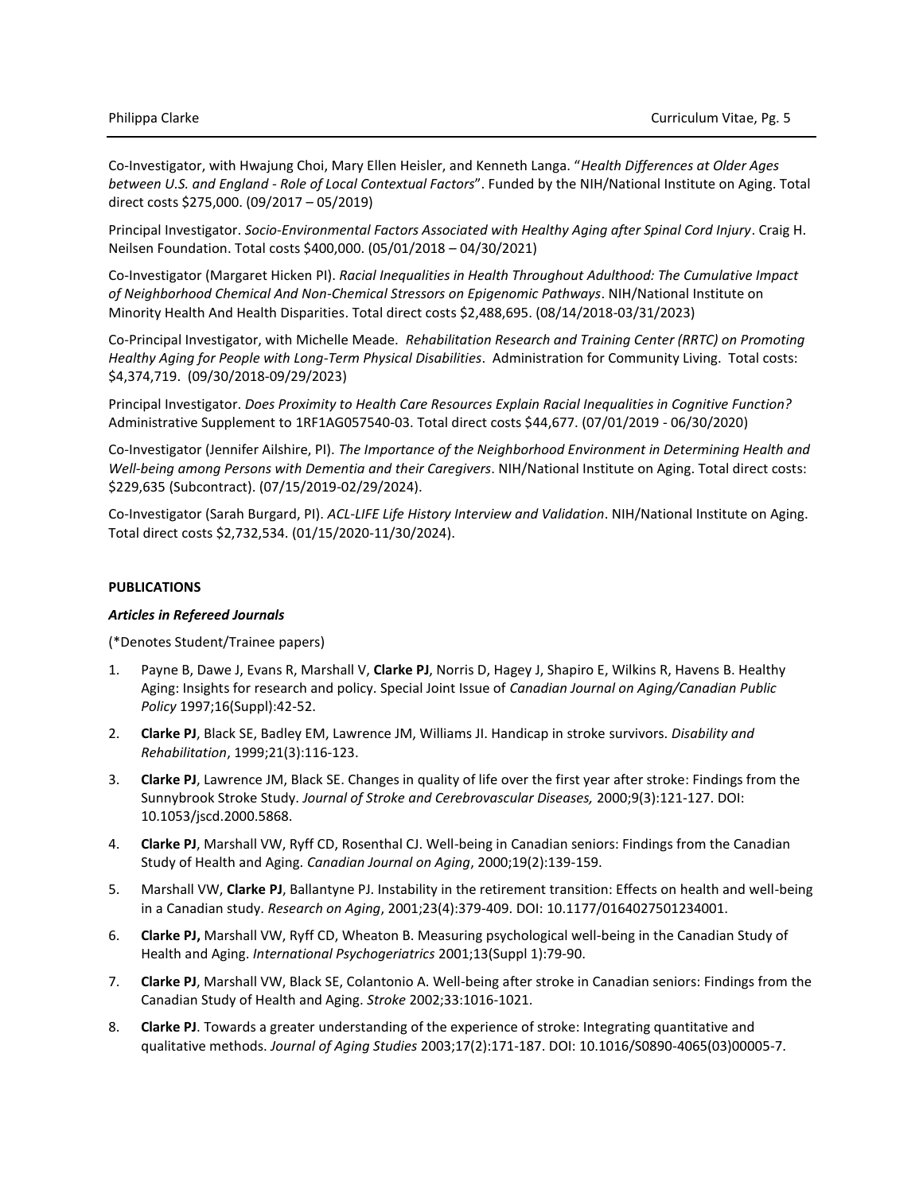Co-Investigator, with Hwajung Choi, Mary Ellen Heisler, and Kenneth Langa. "*Health Differences at Older Ages between U.S. and England - Role of Local Contextual Factors*". Funded by the NIH/National Institute on Aging. Total direct costs $275,000. (09/2017 – 05/2019)

Principal Investigator. *Socio-Environmental Factors Associated with Healthy Aging after Spinal Cord Injury*. Craig H. Neilsen Foundation. Total costs $400,000. (05/01/2018 – 04/30/2021)

Co-Investigator (Margaret Hicken PI). *Racial Inequalities in Health Throughout Adulthood: The Cumulative Impact of Neighborhood Chemical And Non-Chemical Stressors on Epigenomic Pathways*. NIH/National Institute on Minority Health And Health Disparities. Total direct costs $2,488,695. (08/14/2018-03/31/2023)

Co-Principal Investigator, with Michelle Meade. *Rehabilitation Research and Training Center (RRTC) on Promoting Healthy Aging for People with Long-Term Physical Disabilities*. Administration for Community Living. Total costs: $4,374,719. (09/30/2018-09/29/2023)

Principal Investigator. *Does Proximity to Health Care Resources Explain Racial Inequalities in Cognitive Function?* Administrative Supplement to 1RF1AG057540-03. Total direct costs $44,677. (07/01/2019 - 06/30/2020)

Co-Investigator (Jennifer Ailshire, PI). *The Importance of the Neighborhood Environment in Determining Health and Well-being among Persons with Dementia and their Caregivers*. NIH/National Institute on Aging. Total direct costs: $229,635 (Subcontract). (07/15/2019-02/29/2024).

Co-Investigator (Sarah Burgard, PI). *ACL-LIFE Life History Interview and Validation*. NIH/National Institute on Aging. Total direct costs $2,732,534. (01/15/2020-11/30/2024).

## PUBLICATIONS

### *Articles in Refereed Journals*

(*Denotes Student/Trainee papers)

1. Payne B, Dawe J, Evans R, Marshall V, **Clarke PJ**, Norris D, Hagey J, Shapiro E, Wilkins R, Havens B. Healthy Aging: Insights for research and policy. Special Joint Issue of *Canadian Journal on Aging/Canadian Public Policy* 1997;16(Suppl):42-52.
2. **Clarke PJ**, Black SE, Badley EM, Lawrence JM, Williams JI. Handicap in stroke survivors. *Disability and Rehabilitation*, 1999;21(3):116-123.
3. **Clarke PJ**, Lawrence JM, Black SE. Changes in quality of life over the first year after stroke: Findings from the Sunnybrook Stroke Study. *Journal of Stroke and Cerebrovascular Diseases,* 2000;9(3):121-127. DOI: 10.1053/jscd.2000.5868.
4. **Clarke PJ**, Marshall VW, Ryff CD, Rosenthal CJ. Well-being in Canadian seniors: Findings from the Canadian Study of Health and Aging. *Canadian Journal on Aging*, 2000;19(2):139-159.
5. Marshall VW, **Clarke PJ**, Ballantyne PJ. Instability in the retirement transition: Effects on health and well-being in a Canadian study. *Research on Aging*, 2001;23(4):379-409. DOI: 10.1177/0164027501234001.
6. **Clarke PJ,** Marshall VW, Ryff CD, Wheaton B. Measuring psychological well-being in the Canadian Study of Health and Aging. *International Psychogeriatrics* 2001;13(Suppl 1):79-90.
7. **Clarke PJ**, Marshall VW, Black SE, Colantonio A. Well-being after stroke in Canadian seniors: Findings from the Canadian Study of Health and Aging. *Stroke* 2002;33:1016-1021.
8. **Clarke PJ**. Towards a greater understanding of the experience of stroke: Integrating quantitative and qualitative methods. *Journal of Aging Studies* 2003;17(2):171-187. DOI: 10.1016/S0890-4065(03)00005-7.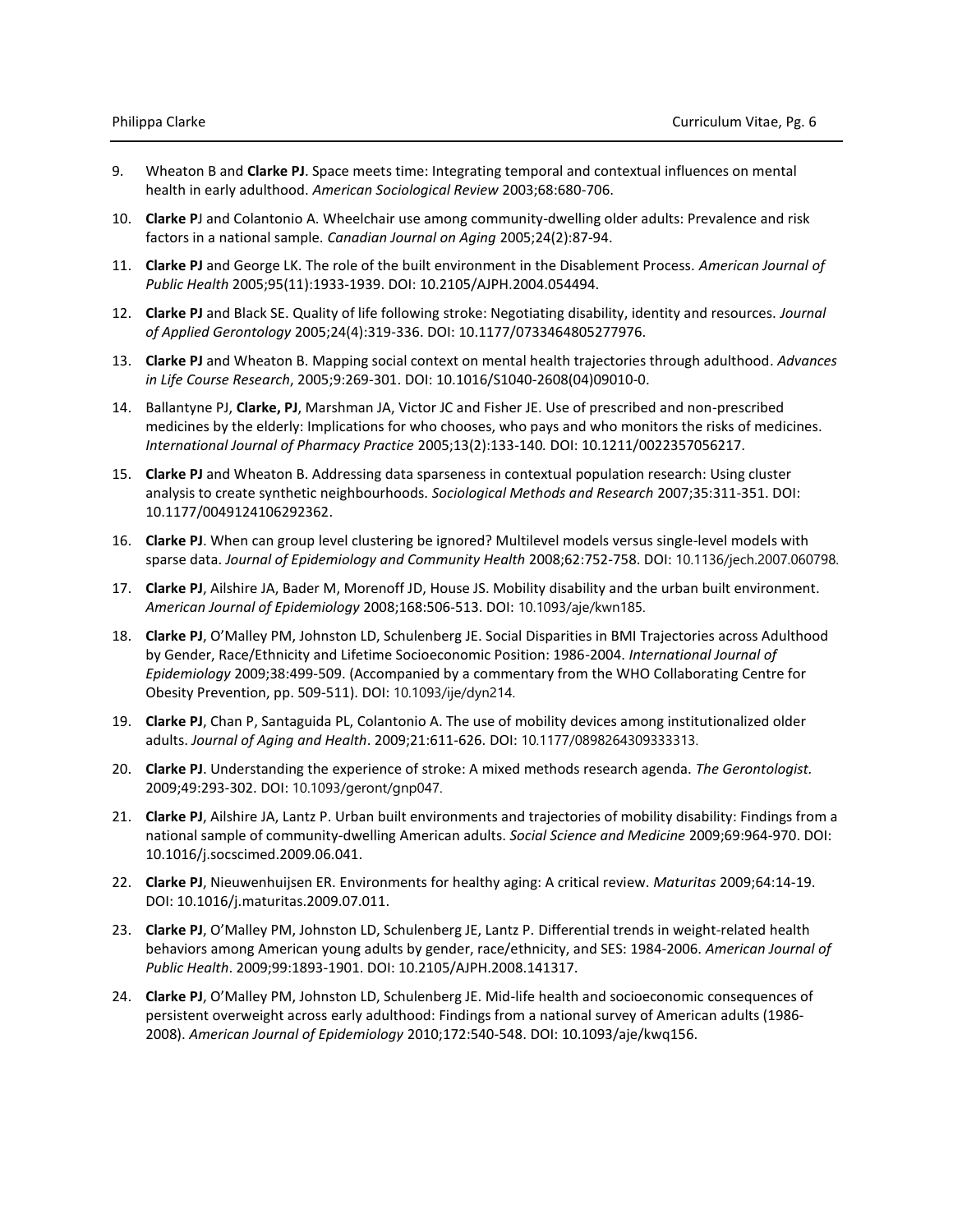9. Wheaton B and **Clarke PJ**. Space meets time: Integrating temporal and contextual influences on mental health in early adulthood. *American Sociological Review* 2003;68:680-706.

10. **Clarke P**J and Colantonio A. Wheelchair use among community-dwelling older adults: Prevalence and risk factors in a national sample. *Canadian Journal on Aging* 2005;24(2):87-94.

11. **Clarke PJ** and George LK. The role of the built environment in the Disablement Process. *American Journal of Public Health* 2005;95(11):1933-1939. DOI: 10.2105/AJPH.2004.054494.

12. **Clarke PJ** and Black SE. Quality of life following stroke: Negotiating disability, identity and resources. *Journal of Applied Gerontology* 2005;24(4):319-336. DOI: 10.1177/0733464805277976.

13. **Clarke PJ** and Wheaton B. Mapping social context on mental health trajectories through adulthood. *Advances in Life Course Research*, 2005;9:269-301. DOI: 10.1016/S1040-2608(04)09010-0.

14. Ballantyne PJ, **Clarke, PJ**, Marshman JA, Victor JC and Fisher JE. Use of prescribed and non-prescribed medicines by the elderly: Implications for who chooses, who pays and who monitors the risks of medicines. *International Journal of Pharmacy Practice* 2005;13(2):133-140*.* DOI: 10.1211/0022357056217.

15. **Clarke PJ** and Wheaton B. Addressing data sparseness in contextual population research: Using cluster analysis to create synthetic neighbourhoods. *Sociological Methods and Research* 2007;35:311-351. DOI: 10.1177/0049124106292362.

16. **Clarke PJ**. When can group level clustering be ignored? Multilevel models versus single-level models with sparse data. *Journal of Epidemiology and Community Health* 2008;62:752-758. DOI: 10.1136/jech.2007.060798.

17. **Clarke PJ**, Ailshire JA, Bader M, Morenoff JD, House JS. Mobility disability and the urban built environment. *American Journal of Epidemiology* 2008;168:506-513. DOI: 10.1093/aje/kwn185.

18. **Clarke PJ**, O'Malley PM, Johnston LD, Schulenberg JE. Social Disparities in BMI Trajectories across Adulthood by Gender, Race/Ethnicity and Lifetime Socioeconomic Position: 1986-2004. *International Journal of Epidemiology* 2009;38:499-509. (Accompanied by a commentary from the WHO Collaborating Centre for Obesity Prevention, pp. 509-511). DOI: 10.1093/ije/dyn214.

19. **Clarke PJ**, Chan P, Santaguida PL, Colantonio A. The use of mobility devices among institutionalized older adults. *Journal of Aging and Health*. 2009;21:611-626. DOI: 10.1177/0898264309333313.

20. **Clarke PJ**. Understanding the experience of stroke: A mixed methods research agenda. *The Gerontologist.* 2009;49:293-302. DOI: 10.1093/geront/gnp047.

21. **Clarke PJ**, Ailshire JA, Lantz P. Urban built environments and trajectories of mobility disability: Findings from a national sample of community-dwelling American adults. *Social Science and Medicine* 2009;69:964-970. DOI: 10.1016/j.socscimed.2009.06.041.

22. **Clarke PJ**, Nieuwenhuijsen ER. Environments for healthy aging: A critical review. *Maturitas* 2009;64:14-19. DOI: 10.1016/j.maturitas.2009.07.011.

23. **Clarke PJ**, O'Malley PM, Johnston LD, Schulenberg JE, Lantz P. Differential trends in weight-related health behaviors among American young adults by gender, race/ethnicity, and SES: 1984-2006. *American Journal of Public Health*. 2009;99:1893-1901. DOI: 10.2105/AJPH.2008.141317.

24. **Clarke PJ**, O'Malley PM, Johnston LD, Schulenberg JE. Mid-life health and socioeconomic consequences of persistent overweight across early adulthood: Findings from a national survey of American adults (1986-2008). *American Journal of Epidemiology* 2010;172:540-548. DOI: 10.1093/aje/kwq156.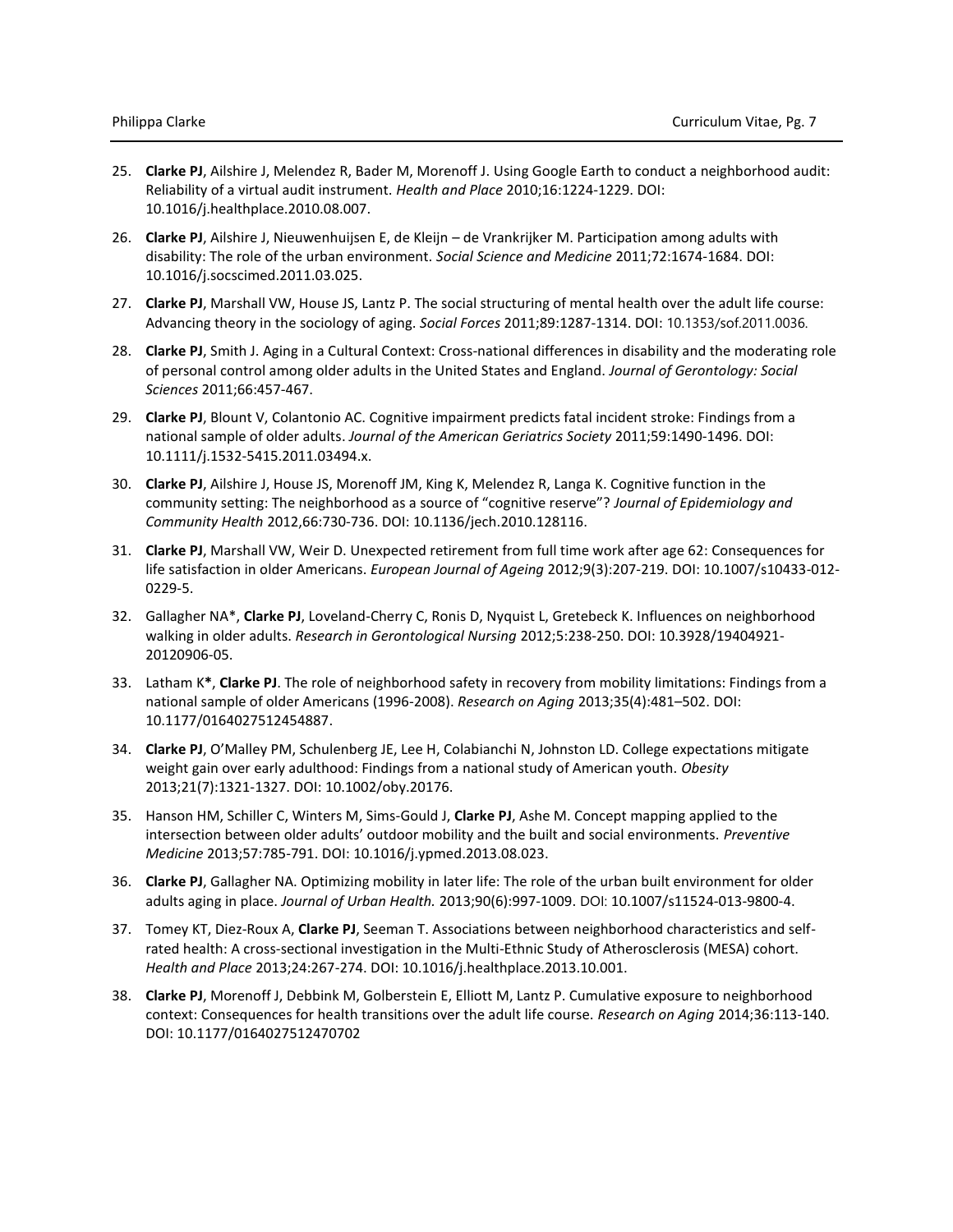25. **Clarke PJ**, Ailshire J, Melendez R, Bader M, Morenoff J. Using Google Earth to conduct a neighborhood audit: Reliability of a virtual audit instrument. *Health and Place* 2010;16:1224-1229. DOI: 10.1016/j.healthplace.2010.08.007.

26. **Clarke PJ**, Ailshire J, Nieuwenhuijsen E, de Kleijn – de Vrankrijker M. Participation among adults with disability: The role of the urban environment. *Social Science and Medicine* 2011;72:1674-1684. DOI: 10.1016/j.socscimed.2011.03.025.

27. **Clarke PJ**, Marshall VW, House JS, Lantz P. The social structuring of mental health over the adult life course: Advancing theory in the sociology of aging. *Social Forces* 2011;89:1287-1314. DOI: 10.1353/sof.2011.0036.

28. **Clarke PJ**, Smith J. Aging in a Cultural Context: Cross-national differences in disability and the moderating role of personal control among older adults in the United States and England. *Journal of Gerontology: Social Sciences* 2011;66:457-467.

29. **Clarke PJ**, Blount V, Colantonio AC. Cognitive impairment predicts fatal incident stroke: Findings from a national sample of older adults. *Journal of the American Geriatrics Society* 2011;59:1490-1496. DOI: 10.1111/j.1532-5415.2011.03494.x.

30. **Clarke PJ**, Ailshire J, House JS, Morenoff JM, King K, Melendez R, Langa K. Cognitive function in the community setting: The neighborhood as a source of "cognitive reserve"? *Journal of Epidemiology and Community Health* 2012,66:730-736. DOI: 10.1136/jech.2010.128116.

31. **Clarke PJ**, Marshall VW, Weir D. Unexpected retirement from full time work after age 62: Consequences for life satisfaction in older Americans. *European Journal of Ageing* 2012;9(3):207-219. DOI: 10.1007/s10433-012-0229-5.

32. Gallagher NA*, **Clarke PJ**, Loveland-Cherry C, Ronis D, Nyquist L, Gretebeck K. Influences on neighborhood walking in older adults. *Research in Gerontological Nursing* 2012;5:238-250. DOI: 10.3928/19404921-20120906-05.

33. Latham K*, **Clarke PJ**. The role of neighborhood safety in recovery from mobility limitations: Findings from a national sample of older Americans (1996-2008). *Research on Aging* 2013;35(4):481–502. DOI: 10.1177/0164027512454887.

34. **Clarke PJ**, O'Malley PM, Schulenberg JE, Lee H, Colabianchi N, Johnston LD. College expectations mitigate weight gain over early adulthood: Findings from a national study of American youth. *Obesity* 2013;21(7):1321-1327. DOI: 10.1002/oby.20176.

35. Hanson HM, Schiller C, Winters M, Sims-Gould J, **Clarke PJ**, Ashe M. Concept mapping applied to the intersection between older adults' outdoor mobility and the built and social environments. *Preventive Medicine* 2013;57:785-791. DOI: 10.1016/j.ypmed.2013.08.023.

36. **Clarke PJ**, Gallagher NA. Optimizing mobility in later life: The role of the urban built environment for older adults aging in place. *Journal of Urban Health.* 2013;90(6):997-1009. DOI: 10.1007/s11524-013-9800-4.

37. Tomey KT, Diez-Roux A, **Clarke PJ**, Seeman T. Associations between neighborhood characteristics and self-rated health: A cross-sectional investigation in the Multi-Ethnic Study of Atherosclerosis (MESA) cohort. *Health and Place* 2013;24:267-274. DOI: 10.1016/j.healthplace.2013.10.001.

38. **Clarke PJ**, Morenoff J, Debbink M, Golberstein E, Elliott M, Lantz P. Cumulative exposure to neighborhood context: Consequences for health transitions over the adult life course. *Research on Aging* 2014;36:113-140. DOI: 10.1177/0164027512470702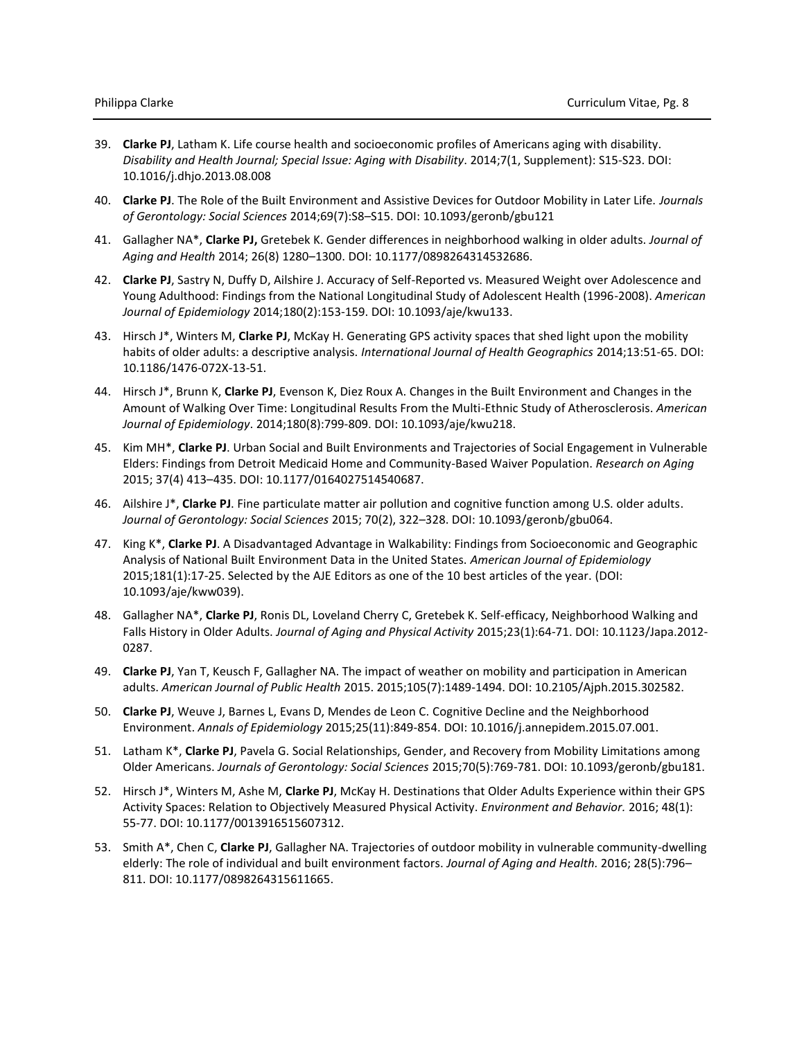39. **Clarke PJ**, Latham K. Life course health and socioeconomic profiles of Americans aging with disability. *Disability and Health Journal; Special Issue: Aging with Disability*. 2014;7(1, Supplement): S15-S23. DOI: 10.1016/j.dhjo.2013.08.008

40. **Clarke PJ**. The Role of the Built Environment and Assistive Devices for Outdoor Mobility in Later Life. *Journals of Gerontology: Social Sciences* 2014;69(7):S8–S15. DOI: 10.1093/geronb/gbu121

41. Gallagher NA*, **Clarke PJ,** Gretebek K. Gender differences in neighborhood walking in older adults. *Journal of Aging and Health* 2014; 26(8) 1280–1300. DOI: 10.1177/0898264314532686.

42. **Clarke PJ**, Sastry N, Duffy D, Ailshire J. Accuracy of Self-Reported vs. Measured Weight over Adolescence and Young Adulthood: Findings from the National Longitudinal Study of Adolescent Health (1996-2008). *American Journal of Epidemiology* 2014;180(2):153-159. DOI: 10.1093/aje/kwu133.

43. Hirsch J*, Winters M, **Clarke PJ**, McKay H. Generating GPS activity spaces that shed light upon the mobility habits of older adults: a descriptive analysis. *International Journal of Health Geographics* 2014;13:51-65. DOI: 10.1186/1476-072X-13-51.

44. Hirsch J*, Brunn K, **Clarke PJ**, Evenson K, Diez Roux A. Changes in the Built Environment and Changes in the Amount of Walking Over Time: Longitudinal Results From the Multi-Ethnic Study of Atherosclerosis. *American Journal of Epidemiology*. 2014;180(8):799-809. DOI: 10.1093/aje/kwu218.

45. Kim MH*, **Clarke PJ**. Urban Social and Built Environments and Trajectories of Social Engagement in Vulnerable Elders: Findings from Detroit Medicaid Home and Community-Based Waiver Population. *Research on Aging* 2015; 37(4) 413–435. DOI: 10.1177/0164027514540687.

46. Ailshire J*, **Clarke PJ**. Fine particulate matter air pollution and cognitive function among U.S. older adults. *Journal of Gerontology: Social Sciences* 2015; 70(2), 322–328. DOI: 10.1093/geronb/gbu064.

47. King K*, **Clarke PJ**. A Disadvantaged Advantage in Walkability: Findings from Socioeconomic and Geographic Analysis of National Built Environment Data in the United States. *American Journal of Epidemiology* 2015;181(1):17-25. Selected by the AJE Editors as one of the 10 best articles of the year. (DOI: 10.1093/aje/kww039).

48. Gallagher NA*, **Clarke PJ**, Ronis DL, Loveland Cherry C, Gretebek K. Self-efficacy, Neighborhood Walking and Falls History in Older Adults. *Journal of Aging and Physical Activity* 2015;23(1):64-71. DOI: 10.1123/Japa.2012-0287.

49. **Clarke PJ**, Yan T, Keusch F, Gallagher NA. The impact of weather on mobility and participation in American adults. *American Journal of Public Health* 2015. 2015;105(7):1489-1494. DOI: 10.2105/Ajph.2015.302582.

50. **Clarke PJ**, Weuve J, Barnes L, Evans D, Mendes de Leon C. Cognitive Decline and the Neighborhood Environment. *Annals of Epidemiology* 2015;25(11):849-854. DOI: 10.1016/j.annepidem.2015.07.001.

51. Latham K*, **Clarke PJ**, Pavela G. Social Relationships, Gender, and Recovery from Mobility Limitations among Older Americans. *Journals of Gerontology: Social Sciences* 2015;70(5):769-781. DOI: 10.1093/geronb/gbu181.

52. Hirsch J*, Winters M, Ashe M, **Clarke PJ**, McKay H. Destinations that Older Adults Experience within their GPS Activity Spaces: Relation to Objectively Measured Physical Activity. *Environment and Behavior.* 2016; 48(1): 55-77. DOI: 10.1177/0013916515607312.

53. Smith A*, Chen C, **Clarke PJ**, Gallagher NA. Trajectories of outdoor mobility in vulnerable community-dwelling elderly: The role of individual and built environment factors. *Journal of Aging and Health.* 2016; 28(5):796–811. DOI: 10.1177/0898264315611665.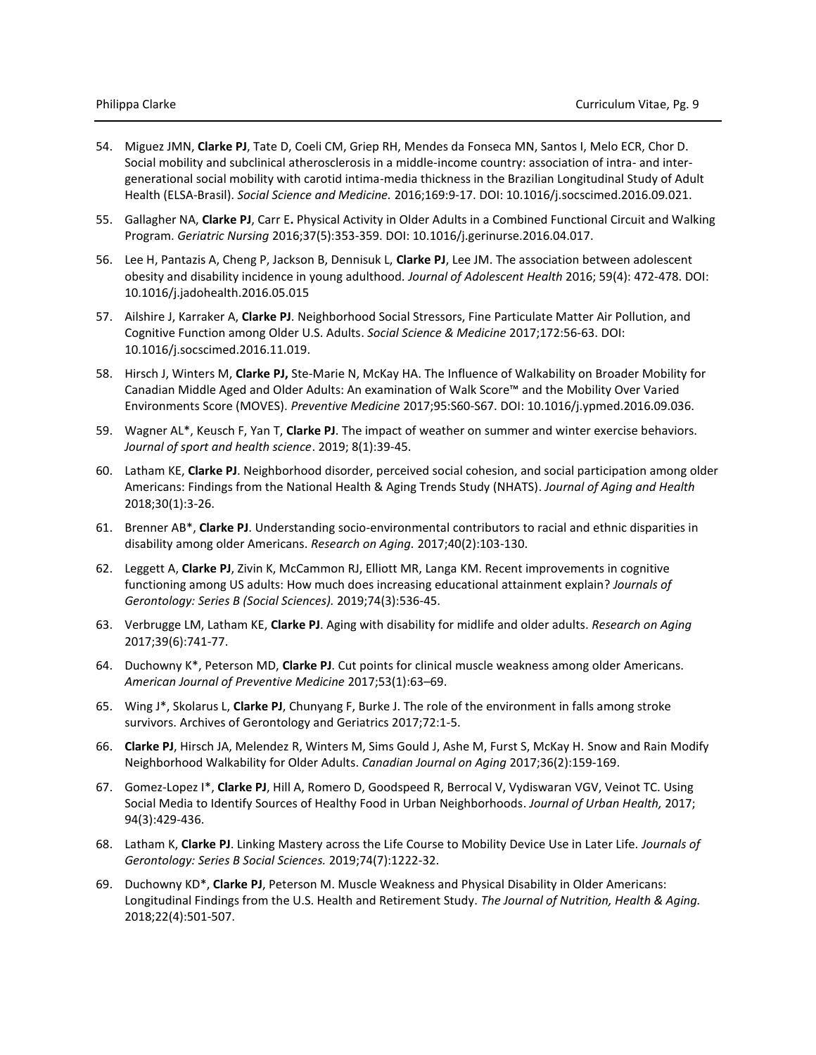54. Miguez JMN, **Clarke PJ**, Tate D, Coeli CM, Griep RH, Mendes da Fonseca MN, Santos I, Melo ECR, Chor D. Social mobility and subclinical atherosclerosis in a middle-income country: association of intra- and inter-generational social mobility with carotid intima-media thickness in the Brazilian Longitudinal Study of Adult Health (ELSA-Brasil). *Social Science and Medicine.* 2016;169:9-17. DOI: 10.1016/j.socscimed.2016.09.021.

55. Gallagher NA, **Clarke PJ**, Carr E**.** Physical Activity in Older Adults in a Combined Functional Circuit and Walking Program. *Geriatric Nursing* 2016;37(5):353-359. DOI: 10.1016/j.gerinurse.2016.04.017.

56. Lee H, Pantazis A, Cheng P, Jackson B, Dennisuk L, **Clarke PJ**, Lee JM. The association between adolescent obesity and disability incidence in young adulthood. *Journal of Adolescent Health* 2016; 59(4): 472-478. DOI: 10.1016/j.jadohealth.2016.05.015

57. Ailshire J, Karraker A, **Clarke PJ**. Neighborhood Social Stressors, Fine Particulate Matter Air Pollution, and Cognitive Function among Older U.S. Adults. *Social Science & Medicine* 2017;172:56-63. DOI: 10.1016/j.socscimed.2016.11.019.

58. Hirsch J, Winters M, **Clarke PJ,** Ste-Marie N, McKay HA. The Influence of Walkability on Broader Mobility for Canadian Middle Aged and Older Adults: An examination of Walk Score™ and the Mobility Over Varied Environments Score (MOVES). *Preventive Medicine* 2017;95:S60-S67. DOI: 10.1016/j.ypmed.2016.09.036.

59. Wagner AL*, Keusch F, Yan T, **Clarke PJ**. The impact of weather on summer and winter exercise behaviors. *Journal of sport and health science*. 2019; 8(1):39-45.

60. Latham KE, **Clarke PJ**. Neighborhood disorder, perceived social cohesion, and social participation among older Americans: Findings from the National Health & Aging Trends Study (NHATS). *Journal of Aging and Health* 2018;30(1):3-26.

61. Brenner AB*, **Clarke PJ**. Understanding socio-environmental contributors to racial and ethnic disparities in disability among older Americans. *Research on Aging.* 2017;40(2):103-130.

62. Leggett A, **Clarke PJ**, Zivin K, McCammon RJ, Elliott MR, Langa KM. Recent improvements in cognitive functioning among US adults: How much does increasing educational attainment explain? *Journals of Gerontology: Series B (Social Sciences).* 2019;74(3):536-45.

63. Verbrugge LM, Latham KE, **Clarke PJ**. Aging with disability for midlife and older adults. *Research on Aging* 2017;39(6):741-77.

64. Duchowny K*, Peterson MD, **Clarke PJ**. Cut points for clinical muscle weakness among older Americans. *American Journal of Preventive Medicine* 2017;53(1):63–69.

65. Wing J*, Skolarus L, **Clarke PJ**, Chunyang F, Burke J. The role of the environment in falls among stroke survivors. Archives of Gerontology and Geriatrics 2017;72:1-5.

66. **Clarke PJ**, Hirsch JA, Melendez R, Winters M, Sims Gould J, Ashe M, Furst S, McKay H. Snow and Rain Modify Neighborhood Walkability for Older Adults. *Canadian Journal on Aging* 2017;36(2):159-169.

67. Gomez-Lopez I*, **Clarke PJ**, Hill A, Romero D, Goodspeed R, Berrocal V, Vydiswaran VGV, Veinot TC. Using Social Media to Identify Sources of Healthy Food in Urban Neighborhoods. *Journal of Urban Health,* 2017; 94(3):429-436.

68. Latham K, **Clarke PJ**. Linking Mastery across the Life Course to Mobility Device Use in Later Life. *Journals of Gerontology: Series B Social Sciences.* 2019;74(7):1222-32.

69. Duchowny KD*, **Clarke PJ**, Peterson M. Muscle Weakness and Physical Disability in Older Americans: Longitudinal Findings from the U.S. Health and Retirement Study. *The Journal of Nutrition, Health & Aging.* 2018;22(4):501-507.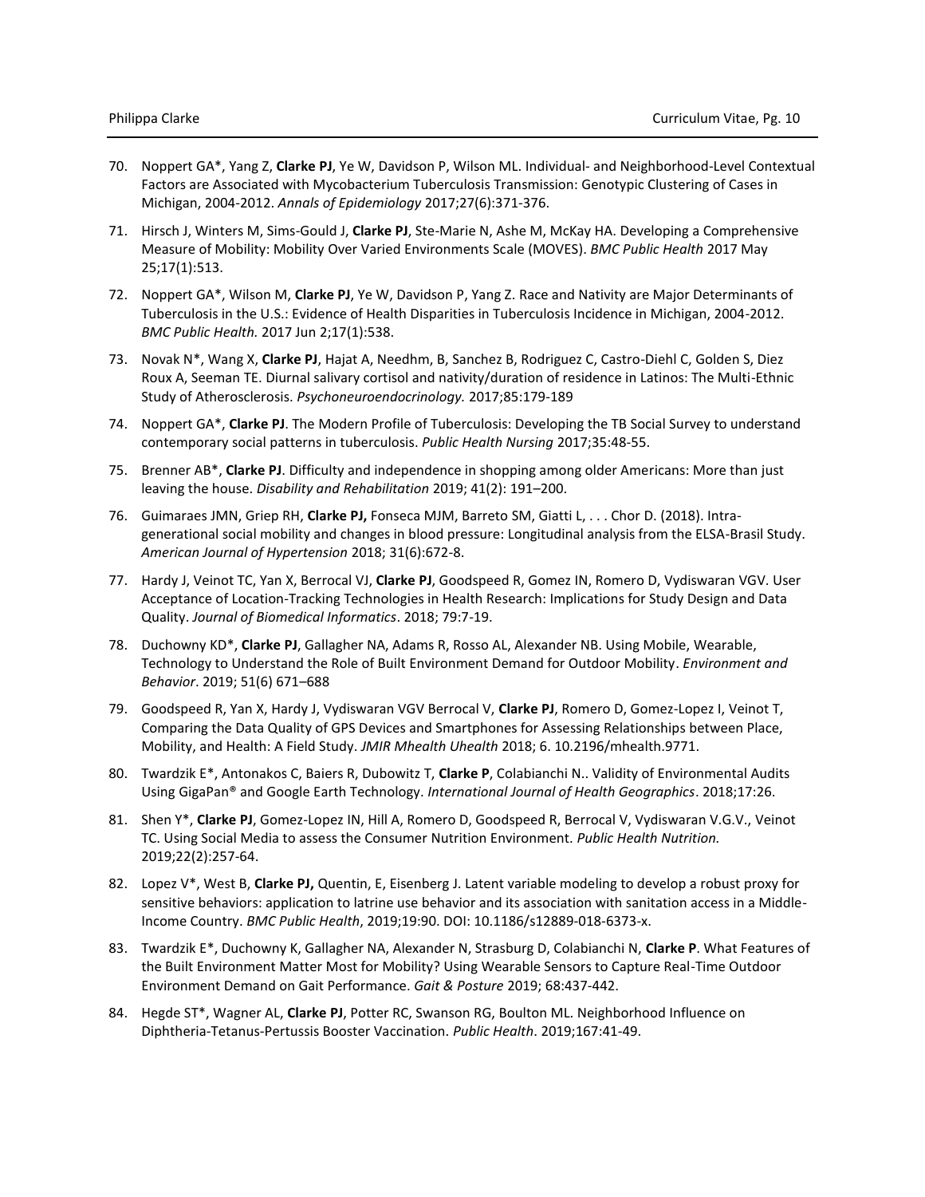70. Noppert GA*, Yang Z, **Clarke PJ**, Ye W, Davidson P, Wilson ML. Individual- and Neighborhood-Level Contextual Factors are Associated with Mycobacterium Tuberculosis Transmission: Genotypic Clustering of Cases in Michigan, 2004-2012. *Annals of Epidemiology* 2017;27(6):371-376.

71. Hirsch J, Winters M, Sims-Gould J, **Clarke PJ**, Ste-Marie N, Ashe M, McKay HA. Developing a Comprehensive Measure of Mobility: Mobility Over Varied Environments Scale (MOVES). *BMC Public Health* 2017 May 25;17(1):513.

72. Noppert GA*, Wilson M, **Clarke PJ**, Ye W, Davidson P, Yang Z. Race and Nativity are Major Determinants of Tuberculosis in the U.S.: Evidence of Health Disparities in Tuberculosis Incidence in Michigan, 2004-2012. *BMC Public Health.* 2017 Jun 2;17(1):538.

73. Novak N*, Wang X, **Clarke PJ**, Hajat A, Needhm, B, Sanchez B, Rodriguez C, Castro-Diehl C, Golden S, Diez Roux A, Seeman TE. Diurnal salivary cortisol and nativity/duration of residence in Latinos: The Multi-Ethnic Study of Atherosclerosis. *Psychoneuroendocrinology.* 2017;85:179-189

74. Noppert GA*, **Clarke PJ**. The Modern Profile of Tuberculosis: Developing the TB Social Survey to understand contemporary social patterns in tuberculosis. *Public Health Nursing* 2017;35:48-55.

75. Brenner AB*, **Clarke PJ**. Difficulty and independence in shopping among older Americans: More than just leaving the house. *Disability and Rehabilitation* 2019; 41(2): 191–200.

76. Guimaraes JMN, Griep RH, **Clarke PJ,** Fonseca MJM, Barreto SM, Giatti L, . . . Chor D. (2018). Intra-generational social mobility and changes in blood pressure: Longitudinal analysis from the ELSA-Brasil Study. *American Journal of Hypertension* 2018; 31(6):672-8.

77. Hardy J, Veinot TC, Yan X, Berrocal VJ, **Clarke PJ**, Goodspeed R, Gomez IN, Romero D, Vydiswaran VGV. User Acceptance of Location-Tracking Technologies in Health Research: Implications for Study Design and Data Quality. *Journal of Biomedical Informatics*. 2018; 79:7-19.

78. Duchowny KD*, **Clarke PJ**, Gallagher NA, Adams R, Rosso AL, Alexander NB. Using Mobile, Wearable, Technology to Understand the Role of Built Environment Demand for Outdoor Mobility. *Environment and Behavior*. 2019; 51(6) 671–688

79. Goodspeed R, Yan X, Hardy J, Vydiswaran VGV Berrocal V, **Clarke PJ**, Romero D, Gomez-Lopez I, Veinot T, Comparing the Data Quality of GPS Devices and Smartphones for Assessing Relationships between Place, Mobility, and Health: A Field Study. *JMIR Mhealth Uhealth* 2018; 6. 10.2196/mhealth.9771.

80. Twardzik E*, Antonakos C, Baiers R, Dubowitz T, **Clarke P**, Colabianchi N.. Validity of Environmental Audits Using GigaPan® and Google Earth Technology. *International Journal of Health Geographics*. 2018;17:26.

81. Shen Y*, **Clarke PJ**, Gomez-Lopez IN, Hill A, Romero D, Goodspeed R, Berrocal V, Vydiswaran V.G.V., Veinot TC. Using Social Media to assess the Consumer Nutrition Environment. *Public Health Nutrition.* 2019;22(2):257-64.

82. Lopez V*, West B, **Clarke PJ,** Quentin, E, Eisenberg J. Latent variable modeling to develop a robust proxy for sensitive behaviors: application to latrine use behavior and its association with sanitation access in a Middle-Income Country. *BMC Public Health*, 2019;19:90. DOI: 10.1186/s12889-018-6373-x.

83. Twardzik E*, Duchowny K, Gallagher NA, Alexander N, Strasburg D, Colabianchi N, **Clarke P**. What Features of the Built Environment Matter Most for Mobility? Using Wearable Sensors to Capture Real-Time Outdoor Environment Demand on Gait Performance. *Gait & Posture* 2019; 68:437-442.

84. Hegde ST*, Wagner AL, **Clarke PJ**, Potter RC, Swanson RG, Boulton ML. Neighborhood Influence on Diphtheria-Tetanus-Pertussis Booster Vaccination. *Public Health*. 2019;167:41-49.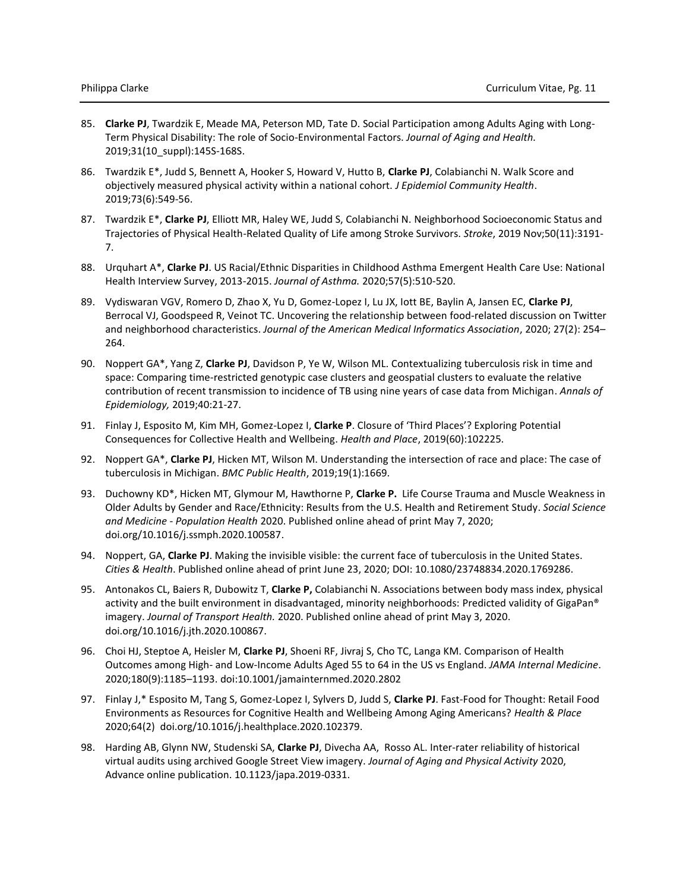85. **Clarke PJ**, Twardzik E, Meade MA, Peterson MD, Tate D. Social Participation among Adults Aging with Long-Term Physical Disability: The role of Socio-Environmental Factors. *Journal of Aging and Health.* 2019;31(10_suppl):145S-168S.

86. Twardzik E*, Judd S, Bennett A, Hooker S, Howard V, Hutto B, **Clarke PJ**, Colabianchi N. Walk Score and objectively measured physical activity within a national cohort. *J Epidemiol Community Health*. 2019;73(6):549-56.

87. Twardzik E*, **Clarke PJ**, Elliott MR, Haley WE, Judd S, Colabianchi N. Neighborhood Socioeconomic Status and Trajectories of Physical Health-Related Quality of Life among Stroke Survivors. *Stroke*, 2019 Nov;50(11):3191-7.

88. Urquhart A*, **Clarke PJ**. US Racial/Ethnic Disparities in Childhood Asthma Emergent Health Care Use: National Health Interview Survey, 2013-2015. *Journal of Asthma.* 2020;57(5):510-520.

89. Vydiswaran VGV, Romero D, Zhao X, Yu D, Gomez-Lopez I, Lu JX, Iott BE, Baylin A, Jansen EC, **Clarke PJ**, Berrocal VJ, Goodspeed R, Veinot TC. Uncovering the relationship between food-related discussion on Twitter and neighborhood characteristics. *Journal of the American Medical Informatics Association*, 2020; 27(2): 254–264.

90. Noppert GA*, Yang Z, **Clarke PJ**, Davidson P, Ye W, Wilson ML. Contextualizing tuberculosis risk in time and space: Comparing time-restricted genotypic case clusters and geospatial clusters to evaluate the relative contribution of recent transmission to incidence of TB using nine years of case data from Michigan. *Annals of Epidemiology,* 2019;40:21-27.

91. Finlay J, Esposito M, Kim MH, Gomez-Lopez I, **Clarke P**. Closure of 'Third Places'? Exploring Potential Consequences for Collective Health and Wellbeing. *Health and Place*, 2019(60):102225.

92. Noppert GA*, **Clarke PJ**, Hicken MT, Wilson M. Understanding the intersection of race and place: The case of tuberculosis in Michigan. *BMC Public Health*, 2019;19(1):1669.

93. Duchowny KD*, Hicken MT, Glymour M, Hawthorne P, **Clarke P.** Life Course Trauma and Muscle Weakness in Older Adults by Gender and Race/Ethnicity: Results from the U.S. Health and Retirement Study. *Social Science and Medicine - Population Health* 2020. Published online ahead of print May 7, 2020; doi.org/10.1016/j.ssmph.2020.100587.

94. Noppert, GA, **Clarke PJ**. Making the invisible visible: the current face of tuberculosis in the United States. *Cities & Health*. Published online ahead of print June 23, 2020; DOI: 10.1080/23748834.2020.1769286.

95. Antonakos CL, Baiers R, Dubowitz T, **Clarke P,** Colabianchi N. Associations between body mass index, physical activity and the built environment in disadvantaged, minority neighborhoods: Predicted validity of GigaPan® imagery. *Journal of Transport Health.* 2020. Published online ahead of print May 3, 2020. doi.org/10.1016/j.jth.2020.100867.

96. Choi HJ, Steptoe A, Heisler M, **Clarke PJ**, Shoeni RF, Jivraj S, Cho TC, Langa KM. Comparison of Health Outcomes among High- and Low-Income Adults Aged 55 to 64 in the US vs England. *JAMA Internal Medicine*. 2020;180(9):1185–1193. doi:10.1001/jamainternmed.2020.2802

97. Finlay J,* Esposito M, Tang S, Gomez-Lopez I, Sylvers D, Judd S, **Clarke PJ**. Fast-Food for Thought: Retail Food Environments as Resources for Cognitive Health and Wellbeing Among Aging Americans? *Health & Place* 2020;64(2) doi.org/10.1016/j.healthplace.2020.102379.

98. Harding AB, Glynn NW, Studenski SA, **Clarke PJ**, Divecha AA, Rosso AL. Inter-rater reliability of historical virtual audits using archived Google Street View imagery. *Journal of Aging and Physical Activity* 2020, Advance online publication. 10.1123/japa.2019-0331.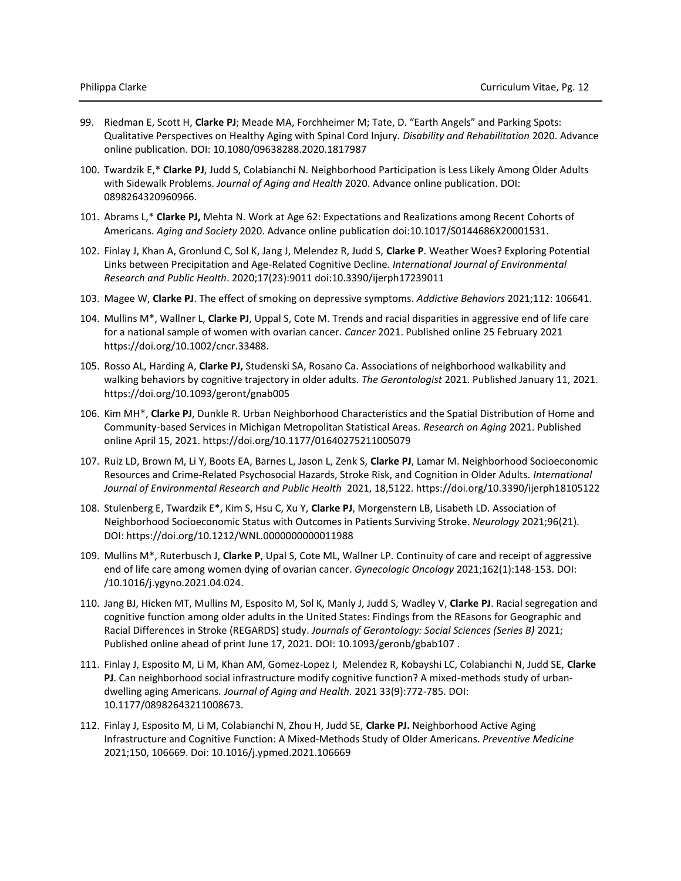99. Riedman E, Scott H, **Clarke PJ**; Meade MA, Forchheimer M; Tate, D. "Earth Angels" and Parking Spots: Qualitative Perspectives on Healthy Aging with Spinal Cord Injury. *Disability and Rehabilitation* 2020. Advance online publication. DOI: 10.1080/09638288.2020.1817987

100. Twardzik E,* **Clarke PJ**, Judd S, Colabianchi N. Neighborhood Participation is Less Likely Among Older Adults with Sidewalk Problems. *Journal of Aging and Health* 2020. Advance online publication. DOI: 0898264320960966.

101. Abrams L,* **Clarke PJ,** Mehta N. Work at Age 62: Expectations and Realizations among Recent Cohorts of Americans. *Aging and Society* 2020. Advance online publication doi:10.1017/S0144686X20001531.

102. Finlay J, Khan A, Gronlund C, Sol K, Jang J, Melendez R, Judd S, **Clarke P**. Weather Woes? Exploring Potential Links between Precipitation and Age-Related Cognitive Decline*. International Journal of Environmental Research and Public Health*. 2020;17(23):9011 doi:10.3390/ijerph17239011

103. Magee W, **Clarke PJ**. The effect of smoking on depressive symptoms. *Addictive Behaviors* 2021;112: 106641.

104. Mullins M*, Wallner L, **Clarke PJ**, Uppal S, Cote M. Trends and racial disparities in aggressive end of life care for a national sample of women with ovarian cancer. *Cancer* 2021. Published online 25 February 2021 https://doi.org/10.1002/cncr.33488.

105. Rosso AL, Harding A, **Clarke PJ,** Studenski SA, Rosano Ca. Associations of neighborhood walkability and walking behaviors by cognitive trajectory in older adults. *The Gerontologist* 2021. Published January 11, 2021. https://doi.org/10.1093/geront/gnab005

106. Kim MH*, **Clarke PJ**, Dunkle R. Urban Neighborhood Characteristics and the Spatial Distribution of Home and Community-based Services in Michigan Metropolitan Statistical Areas. *Research on Aging* 2021. Published online April 15, 2021. https://doi.org/10.1177/01640275211005079

107. Ruiz LD, Brown M, Li Y, Boots EA, Barnes L, Jason L, Zenk S, **Clarke PJ**, Lamar M. Neighborhood Socioeconomic Resources and Crime-Related Psychosocial Hazards, Stroke Risk, and Cognition in Older Adults. *International Journal of Environmental Research and Public Health* 2021, 18,5122. https://doi.org/10.3390/ijerph18105122

108. Stulenberg E, Twardzik E*, Kim S, Hsu C, Xu Y, **Clarke PJ**, Morgenstern LB, Lisabeth LD. Association of Neighborhood Socioeconomic Status with Outcomes in Patients Surviving Stroke. *Neurology* 2021;96(21). DOI: https://doi.org/10.1212/WNL.0000000000011988

109. Mullins M*, Ruterbusch J, **Clarke P**, Upal S, Cote ML, Wallner LP. Continuity of care and receipt of aggressive end of life care among women dying of ovarian cancer. *Gynecologic Oncology* 2021;162(1):148-153. DOI: /10.1016/j.ygyno.2021.04.024.

110. Jang BJ, Hicken MT, Mullins M, Esposito M, Sol K, Manly J, Judd S, Wadley V, **Clarke PJ**. Racial segregation and cognitive function among older adults in the United States: Findings from the REasons for Geographic and Racial Differences in Stroke (REGARDS) study. *Journals of Gerontology: Social Sciences (Series B)* 2021; Published online ahead of print June 17, 2021. DOI: 10.1093/geronb/gbab107 .

111. Finlay J, Esposito M, Li M, Khan AM, Gomez-Lopez I, Melendez R, Kobayshi LC, Colabianchi N, Judd SE, **Clarke PJ**. Can neighborhood social infrastructure modify cognitive function? A mixed-methods study of urban-dwelling aging Americans*. Journal of Aging and Health.* 2021 33(9):772-785. DOI: 10.1177/08982643211008673.

112. Finlay J, Esposito M, Li M, Colabianchi N, Zhou H, Judd SE, **Clarke PJ.** Neighborhood Active Aging Infrastructure and Cognitive Function: A Mixed-Methods Study of Older Americans. *Preventive Medicine* 2021;150, 106669. Doi: 10.1016/j.ypmed.2021.106669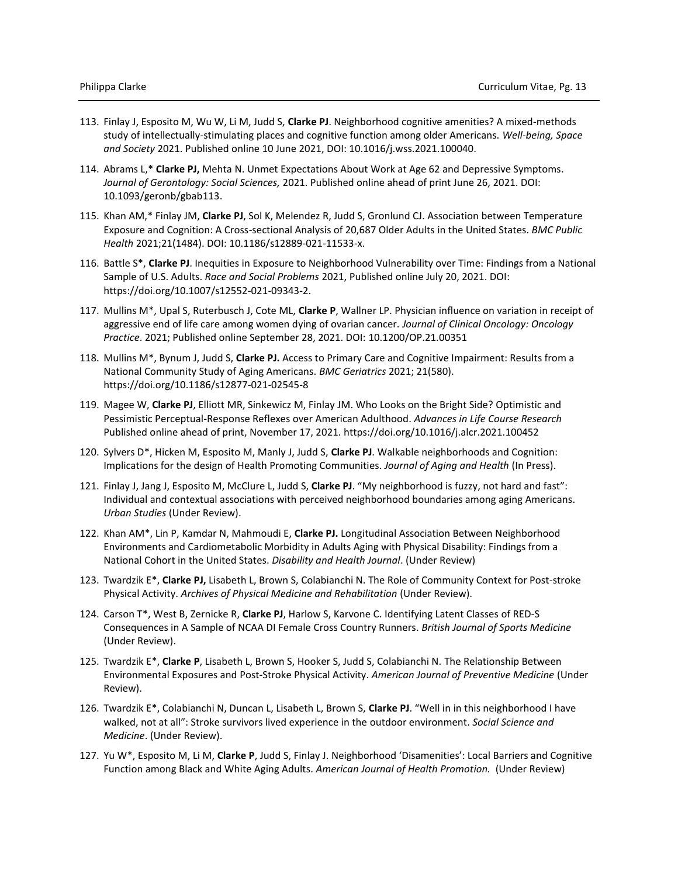113. Finlay J, Esposito M, Wu W, Li M, Judd S, **Clarke PJ**. Neighborhood cognitive amenities? A mixed-methods study of intellectually-stimulating places and cognitive function among older Americans. *Well-being, Space and Society* 2021. Published online 10 June 2021, DOI: 10.1016/j.wss.2021.100040.

114. Abrams L,* **Clarke PJ,** Mehta N. Unmet Expectations About Work at Age 62 and Depressive Symptoms. *Journal of Gerontology: Social Sciences,* 2021. Published online ahead of print June 26, 2021. DOI: 10.1093/geronb/gbab113.

115. Khan AM,* Finlay JM, **Clarke PJ**, Sol K, Melendez R, Judd S, Gronlund CJ. Association between Temperature Exposure and Cognition: A Cross-sectional Analysis of 20,687 Older Adults in the United States. *BMC Public Health* 2021;21(1484). DOI: 10.1186/s12889-021-11533-x.

116. Battle S*, **Clarke PJ**. Inequities in Exposure to Neighborhood Vulnerability over Time: Findings from a National Sample of U.S. Adults. *Race and Social Problems* 2021, Published online July 20, 2021. DOI: https://doi.org/10.1007/s12552-021-09343-2.

117. Mullins M*, Upal S, Ruterbusch J, Cote ML, **Clarke P**, Wallner LP. Physician influence on variation in receipt of aggressive end of life care among women dying of ovarian cancer. *Journal of Clinical Oncology: Oncology Practice*. 2021; Published online September 28, 2021. DOI: 10.1200/OP.21.00351

118. Mullins M*, Bynum J, Judd S, **Clarke PJ.** Access to Primary Care and Cognitive Impairment: Results from a National Community Study of Aging Americans. *BMC Geriatrics* 2021; 21(580). https://doi.org/10.1186/s12877-021-02545-8

119. Magee W, **Clarke PJ**, Elliott MR, Sinkewicz M, Finlay JM. Who Looks on the Bright Side? Optimistic and Pessimistic Perceptual-Response Reflexes over American Adulthood. *Advances in Life Course Research* Published online ahead of print, November 17, 2021. https://doi.org/10.1016/j.alcr.2021.100452

120. Sylvers D*, Hicken M, Esposito M, Manly J, Judd S, **Clarke PJ**. Walkable neighborhoods and Cognition: Implications for the design of Health Promoting Communities. *Journal of Aging and Health* (In Press).

121. Finlay J, Jang J, Esposito M, McClure L, Judd S, **Clarke PJ**. "My neighborhood is fuzzy, not hard and fast": Individual and contextual associations with perceived neighborhood boundaries among aging Americans. *Urban Studies* (Under Review).

122. Khan AM*, Lin P, Kamdar N, Mahmoudi E, **Clarke PJ.** Longitudinal Association Between Neighborhood Environments and Cardiometabolic Morbidity in Adults Aging with Physical Disability: Findings from a National Cohort in the United States. *Disability and Health Journal*. (Under Review)

123. Twardzik E*, **Clarke PJ,** Lisabeth L, Brown S, Colabianchi N. The Role of Community Context for Post-stroke Physical Activity. *Archives of Physical Medicine and Rehabilitation* (Under Review).

124. Carson T*, West B, Zernicke R, **Clarke PJ**, Harlow S, Karvone C. Identifying Latent Classes of RED-S Consequences in A Sample of NCAA DI Female Cross Country Runners. *British Journal of Sports Medicine* (Under Review).

125. Twardzik E*, **Clarke P**, Lisabeth L, Brown S, Hooker S, Judd S, Colabianchi N. The Relationship Between Environmental Exposures and Post-Stroke Physical Activity. *American Journal of Preventive Medicine* (Under Review).

126. Twardzik E*, Colabianchi N, Duncan L, Lisabeth L, Brown S, **Clarke PJ**. "Well in in this neighborhood I have walked, not at all": Stroke survivors lived experience in the outdoor environment. *Social Science and Medicine*. (Under Review).

127. Yu W*, Esposito M, Li M, **Clarke P**, Judd S, Finlay J. Neighborhood 'Disamenities': Local Barriers and Cognitive Function among Black and White Aging Adults. *American Journal of Health Promotion.* (Under Review)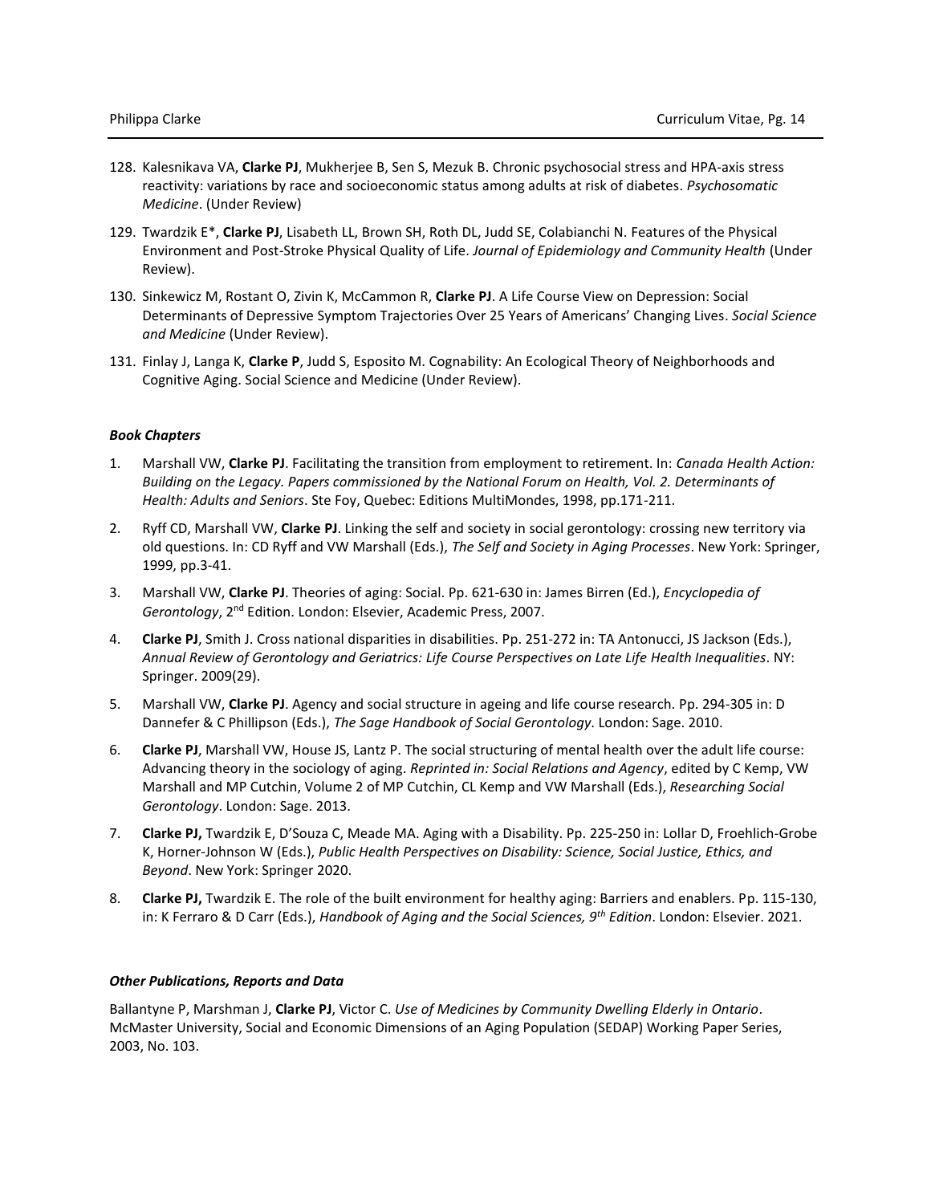128. Kalesnikava VA, **Clarke PJ**, Mukherjee B, Sen S, Mezuk B. Chronic psychosocial stress and HPA-axis stress reactivity: variations by race and socioeconomic status among adults at risk of diabetes. *Psychosomatic Medicine*. (Under Review)

129. Twardzik E*, **Clarke PJ**, Lisabeth LL, Brown SH, Roth DL, Judd SE, Colabianchi N. Features of the Physical Environment and Post-Stroke Physical Quality of Life. *Journal of Epidemiology and Community Health* (Under Review).

130. Sinkewicz M, Rostant O, Zivin K, McCammon R, **Clarke PJ**. A Life Course View on Depression: Social Determinants of Depressive Symptom Trajectories Over 25 Years of Americans' Changing Lives. *Social Science and Medicine* (Under Review).

131. Finlay J, Langa K, **Clarke P**, Judd S, Esposito M. Cognability: An Ecological Theory of Neighborhoods and Cognitive Aging. Social Science and Medicine (Under Review).

***Book Chapters***

1. Marshall VW, **Clarke PJ**. Facilitating the transition from employment to retirement. In: *Canada Health Action: Building on the Legacy. Papers commissioned by the National Forum on Health, Vol. 2. Determinants of Health: Adults and Seniors*. Ste Foy, Quebec: Editions MultiMondes, 1998, pp.171-211.

2. Ryff CD, Marshall VW, **Clarke PJ**. Linking the self and society in social gerontology: crossing new territory via old questions. In: CD Ryff and VW Marshall (Eds.), *The Self and Society in Aging Processes*. New York: Springer, 1999, pp.3-41.

3. Marshall VW, **Clarke PJ**. Theories of aging: Social. Pp. 621-630 in: James Birren (Ed.), *Encyclopedia of Gerontology*, 2nd Edition. London: Elsevier, Academic Press, 2007.

4. **Clarke PJ**, Smith J. Cross national disparities in disabilities. Pp. 251-272 in: TA Antonucci, JS Jackson (Eds.), *Annual Review of Gerontology and Geriatrics: Life Course Perspectives on Late Life Health Inequalities*. NY: Springer. 2009(29).

5. Marshall VW, **Clarke PJ**. Agency and social structure in ageing and life course research. Pp. 294-305 in: D Dannefer & C Phillipson (Eds.), *The Sage Handbook of Social Gerontology*. London: Sage. 2010.

6. **Clarke PJ**, Marshall VW, House JS, Lantz P. The social structuring of mental health over the adult life course: Advancing theory in the sociology of aging. *Reprinted in: Social Relations and Agency*, edited by C Kemp, VW Marshall and MP Cutchin, Volume 2 of MP Cutchin, CL Kemp and VW Marshall (Eds.), *Researching Social Gerontology*. London: Sage. 2013.

7. **Clarke PJ,** Twardzik E, D'Souza C, Meade MA. Aging with a Disability. Pp. 225-250 in: Lollar D, Froehlich-Grobe K, Horner-Johnson W (Eds.), *Public Health Perspectives on Disability: Science, Social Justice, Ethics, and Beyond*. New York: Springer 2020.

8. **Clarke PJ,** Twardzik E. The role of the built environment for healthy aging: Barriers and enablers. Pp. 115-130, in: K Ferraro & D Carr (Eds.), *Handbook of Aging and the Social Sciences, 9th Edition*. London: Elsevier. 2021.

***Other Publications, Reports and Data***

Ballantyne P, Marshman J, **Clarke PJ**, Victor C. *Use of Medicines by Community Dwelling Elderly in Ontario*. McMaster University, Social and Economic Dimensions of an Aging Population (SEDAP) Working Paper Series, 2003, No. 103.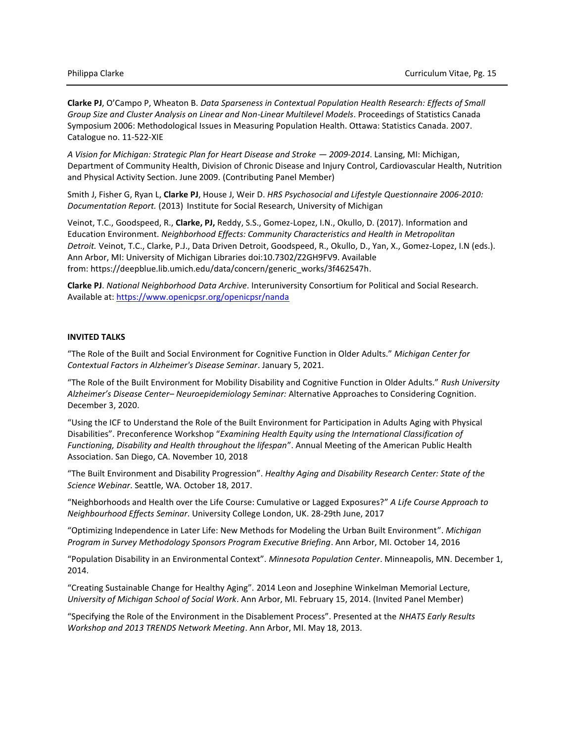**Clarke PJ**, O'Campo P, Wheaton B. *Data Sparseness in Contextual Population Health Research: Effects of Small Group Size and Cluster Analysis on Linear and Non-Linear Multilevel Models*. Proceedings of Statistics Canada Symposium 2006: Methodological Issues in Measuring Population Health. Ottawa: Statistics Canada. 2007. Catalogue no. 11-522-XIE

*A Vision for Michigan: Strategic Plan for Heart Disease and Stroke — 2009-2014*. Lansing, MI: Michigan, Department of Community Health, Division of Chronic Disease and Injury Control, Cardiovascular Health, Nutrition and Physical Activity Section. June 2009. (Contributing Panel Member)

Smith J, Fisher G, Ryan L, **Clarke PJ**, House J, Weir D. *HRS Psychosocial and Lifestyle Questionnaire 2006-2010: Documentation Report.* (2013) Institute for Social Research, University of Michigan

Veinot, T.C., Goodspeed, R., **Clarke, PJ,** Reddy, S.S., Gomez-Lopez, I.N., Okullo, D. (2017). Information and Education Environment. *Neighborhood Effects: Community Characteristics and Health in Metropolitan Detroit.* Veinot, T.C., Clarke, P.J., Data Driven Detroit, Goodspeed, R., Okullo, D., Yan, X., Gomez-Lopez, I.N (eds.). Ann Arbor, MI: University of Michigan Libraries doi:10.7302/Z2GH9FV9. Available from: https://deepblue.lib.umich.edu/data/concern/generic_works/3f462547h.

**Clarke PJ**. *National Neighborhood Data Archive*. Interuniversity Consortium for Political and Social Research. Available at: https://www.openicpsr.org/openicpsr/nanda

**INVITED TALKS**

"The Role of the Built and Social Environment for Cognitive Function in Older Adults." *Michigan Center for Contextual Factors in Alzheimer's Disease Seminar*. January 5, 2021.

"The Role of the Built Environment for Mobility Disability and Cognitive Function in Older Adults." *Rush University Alzheimer's Disease Center– Neuroepidemiology Seminar:* Alternative Approaches to Considering Cognition. December 3, 2020.

"Using the ICF to Understand the Role of the Built Environment for Participation in Adults Aging with Physical Disabilities". Preconference Workshop "*Examining Health Equity using the International Classification of Functioning, Disability and Health throughout the lifespan*". Annual Meeting of the American Public Health Association. San Diego, CA. November 10, 2018

"The Built Environment and Disability Progression". *Healthy Aging and Disability Research Center: State of the Science Webinar*. Seattle, WA. October 18, 2017.

"Neighborhoods and Health over the Life Course: Cumulative or Lagged Exposures?" *A Life Course Approach to Neighbourhood Effects Seminar*. University College London, UK. 28-29th June, 2017

"Optimizing Independence in Later Life: New Methods for Modeling the Urban Built Environment". *Michigan Program in Survey Methodology Sponsors Program Executive Briefing*. Ann Arbor, MI. October 14, 2016

"Population Disability in an Environmental Context". *Minnesota Population Center*. Minneapolis, MN. December 1, 2014.

"Creating Sustainable Change for Healthy Aging". 2014 Leon and Josephine Winkelman Memorial Lecture, *University of Michigan School of Social Work*. Ann Arbor, MI. February 15, 2014. (Invited Panel Member)

"Specifying the Role of the Environment in the Disablement Process". Presented at the *NHATS Early Results Workshop and 2013 TRENDS Network Meeting*. Ann Arbor, MI. May 18, 2013.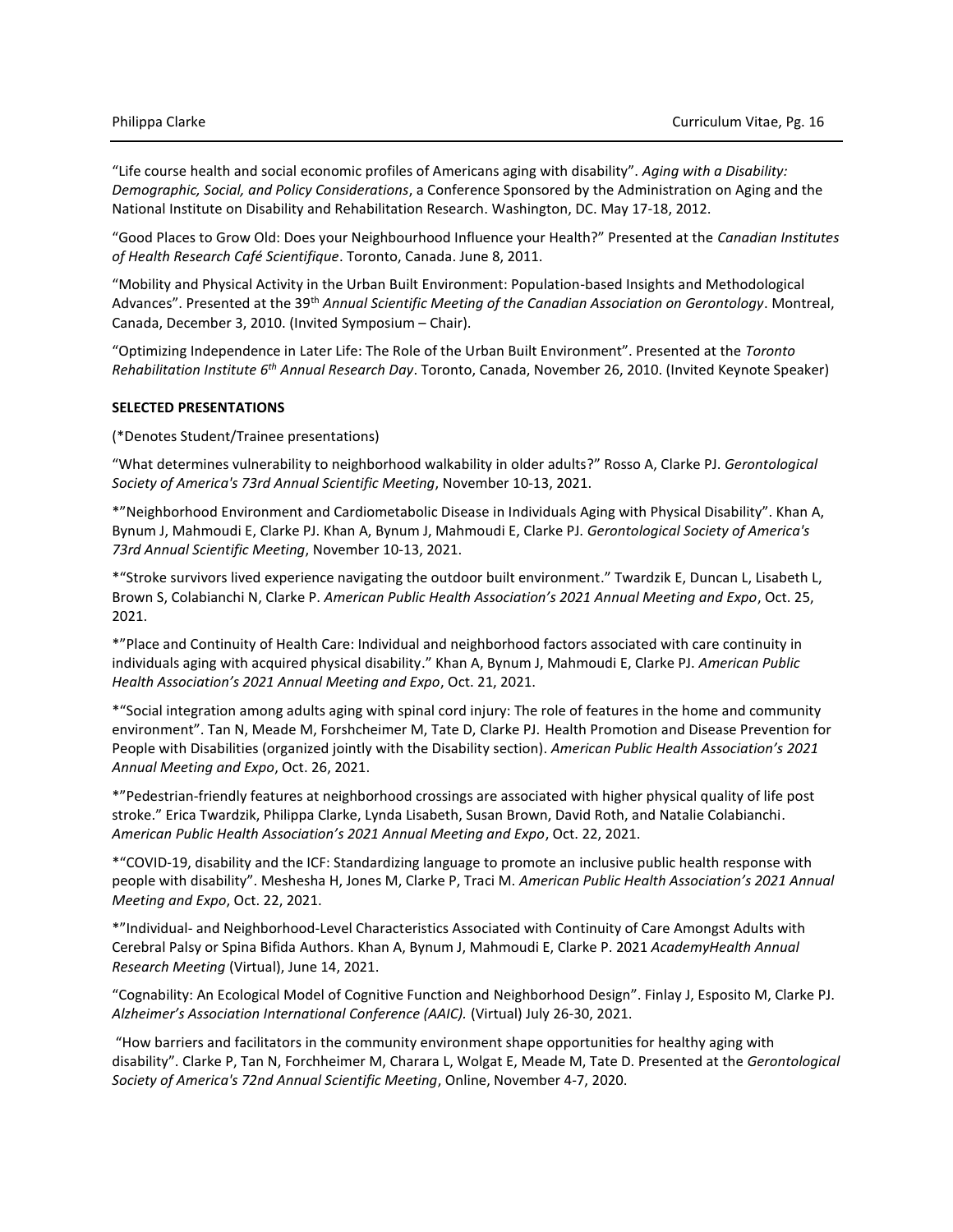"Life course health and social economic profiles of Americans aging with disability". *Aging with a Disability: Demographic, Social, and Policy Considerations*, a Conference Sponsored by the Administration on Aging and the National Institute on Disability and Rehabilitation Research. Washington, DC. May 17-18, 2012.

"Good Places to Grow Old: Does your Neighbourhood Influence your Health?" Presented at the *Canadian Institutes of Health Research Café Scientifique*. Toronto, Canada. June 8, 2011.

"Mobility and Physical Activity in the Urban Built Environment: Population-based Insights and Methodological Advances". Presented at the 39th *Annual Scientific Meeting of the Canadian Association on Gerontology*. Montreal, Canada, December 3, 2010. (Invited Symposium – Chair).

"Optimizing Independence in Later Life: The Role of the Urban Built Environment". Presented at the *Toronto Rehabilitation Institute 6th Annual Research Day*. Toronto, Canada, November 26, 2010. (Invited Keynote Speaker)

**SELECTED PRESENTATIONS**

(*Denotes Student/Trainee presentations)

"What determines vulnerability to neighborhood walkability in older adults?" Rosso A, Clarke PJ. *Gerontological Society of America's 73rd Annual Scientific Meeting*, November 10-13, 2021.

*"Neighborhood Environment and Cardiometabolic Disease in Individuals Aging with Physical Disability". Khan A, Bynum J, Mahmoudi E, Clarke PJ. Khan A, Bynum J, Mahmoudi E, Clarke PJ. *Gerontological Society of America's 73rd Annual Scientific Meeting*, November 10-13, 2021.

*"Stroke survivors lived experience navigating the outdoor built environment." Twardzik E, Duncan L, Lisabeth L, Brown S, Colabianchi N, Clarke P. *American Public Health Association's 2021 Annual Meeting and Expo*, Oct. 25, 2021.

*"Place and Continuity of Health Care: Individual and neighborhood factors associated with care continuity in individuals aging with acquired physical disability." Khan A, Bynum J, Mahmoudi E, Clarke PJ. *American Public Health Association's 2021 Annual Meeting and Expo*, Oct. 21, 2021.

*"Social integration among adults aging with spinal cord injury: The role of features in the home and community environment". Tan N, Meade M, Forshcheimer M, Tate D, Clarke PJ. Health Promotion and Disease Prevention for People with Disabilities (organized jointly with the Disability section). *American Public Health Association's 2021 Annual Meeting and Expo*, Oct. 26, 2021.

*"Pedestrian-friendly features at neighborhood crossings are associated with higher physical quality of life post stroke." Erica Twardzik, Philippa Clarke, Lynda Lisabeth, Susan Brown, David Roth, and Natalie Colabianchi. *American Public Health Association's 2021 Annual Meeting and Expo*, Oct. 22, 2021.

*"COVID-19, disability and the ICF: Standardizing language to promote an inclusive public health response with people with disability". Meshesha H, Jones M, Clarke P, Traci M. *American Public Health Association's 2021 Annual Meeting and Expo*, Oct. 22, 2021.

*"Individual- and Neighborhood-Level Characteristics Associated with Continuity of Care Amongst Adults with Cerebral Palsy or Spina Bifida Authors. Khan A, Bynum J, Mahmoudi E, Clarke P. 2021 *AcademyHealth Annual Research Meeting* (Virtual), June 14, 2021.

"Cognability: An Ecological Model of Cognitive Function and Neighborhood Design". Finlay J, Esposito M, Clarke PJ. *Alzheimer's Association International Conference (AAIC).* (Virtual) July 26-30, 2021.

"How barriers and facilitators in the community environment shape opportunities for healthy aging with disability". Clarke P, Tan N, Forchheimer M, Charara L, Wolgat E, Meade M, Tate D. Presented at the *Gerontological Society of America's 72nd Annual Scientific Meeting*, Online, November 4-7, 2020.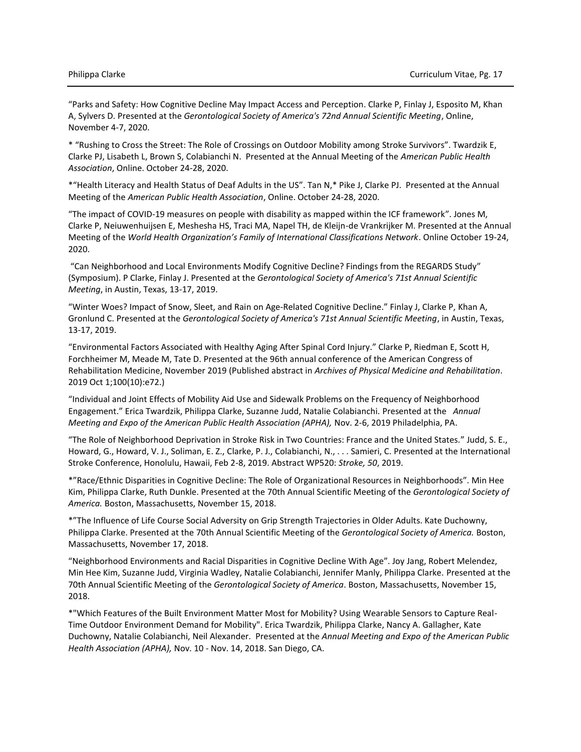“Parks and Safety: How Cognitive Decline May Impact Access and Perception. Clarke P, Finlay J, Esposito M, Khan A, Sylvers D. Presented at the *Gerontological Society of America's 72nd Annual Scientific Meeting*, Online, November 4-7, 2020.

* “Rushing to Cross the Street: The Role of Crossings on Outdoor Mobility among Stroke Survivors”. Twardzik E, Clarke PJ, Lisabeth L, Brown S, Colabianchi N. Presented at the Annual Meeting of the *American Public Health Association*, Online. October 24-28, 2020.

*“Health Literacy and Health Status of Deaf Adults in the US”. Tan N,* Pike J, Clarke PJ. Presented at the Annual Meeting of the *American Public Health Association*, Online. October 24-28, 2020.

“The impact of COVID-19 measures on people with disability as mapped within the ICF framework”. Jones M, Clarke P, Neiuwenhuijsen E, Meshesha HS, Traci MA, Napel TH, de Kleijn-de Vrankrijker M. Presented at the Annual Meeting of the *World Health Organization’s Family of International Classifications Network*. Online October 19-24, 2020.

“Can Neighborhood and Local Environments Modify Cognitive Decline? Findings from the REGARDS Study” (Symposium). P Clarke, Finlay J. Presented at the *Gerontological Society of America's 71st Annual Scientific Meeting*, in Austin, Texas, 13-17, 2019.

“Winter Woes? Impact of Snow, Sleet, and Rain on Age-Related Cognitive Decline.” Finlay J, Clarke P, Khan A, Gronlund C. Presented at the *Gerontological Society of America's 71st Annual Scientific Meeting*, in Austin, Texas, 13-17, 2019.

“Environmental Factors Associated with Healthy Aging After Spinal Cord Injury.” Clarke P, Riedman E, Scott H, Forchheimer M, Meade M, Tate D. Presented at the 96th annual conference of the American Congress of Rehabilitation Medicine, November 2019 (Published abstract in *Archives of Physical Medicine and Rehabilitation*. 2019 Oct 1;100(10):e72.)

“Individual and Joint Effects of Mobility Aid Use and Sidewalk Problems on the Frequency of Neighborhood Engagement.” Erica Twardzik, Philippa Clarke, Suzanne Judd, Natalie Colabianchi. Presented at the *Annual Meeting and Expo of the American Public Health Association (APHA),* Nov. 2-6, 2019 Philadelphia, PA.

“The Role of Neighborhood Deprivation in Stroke Risk in Two Countries: France and the United States.” Judd, S. E., Howard, G., Howard, V. J., Soliman, E. Z., Clarke, P. J., Colabianchi, N., . . . Samieri, C. Presented at the International Stroke Conference, Honolulu, Hawaii, Feb 2-8, 2019. Abstract WP520: *Stroke, 50*, 2019.

*”Race/Ethnic Disparities in Cognitive Decline: The Role of Organizational Resources in Neighborhoods”. Min Hee Kim, Philippa Clarke, Ruth Dunkle. Presented at the 70th Annual Scientific Meeting of the *Gerontological Society of America.* Boston, Massachusetts, November 15, 2018.

*”The Influence of Life Course Social Adversity on Grip Strength Trajectories in Older Adults. Kate Duchowny, Philippa Clarke. Presented at the 70th Annual Scientific Meeting of the *Gerontological Society of America.* Boston, Massachusetts, November 17, 2018.

“Neighborhood Environments and Racial Disparities in Cognitive Decline With Age”. Joy Jang, Robert Melendez, Min Hee Kim, Suzanne Judd, Virginia Wadley, Natalie Colabianchi, Jennifer Manly, Philippa Clarke. Presented at the 70th Annual Scientific Meeting of the *Gerontological Society of America*. Boston, Massachusetts, November 15, 2018.

*"Which Features of the Built Environment Matter Most for Mobility? Using Wearable Sensors to Capture Real-Time Outdoor Environment Demand for Mobility". Erica Twardzik, Philippa Clarke, Nancy A. Gallagher, Kate Duchowny, Natalie Colabianchi, Neil Alexander. Presented at the *Annual Meeting and Expo of the American Public Health Association (APHA),* Nov. 10 - Nov. 14, 2018. San Diego, CA.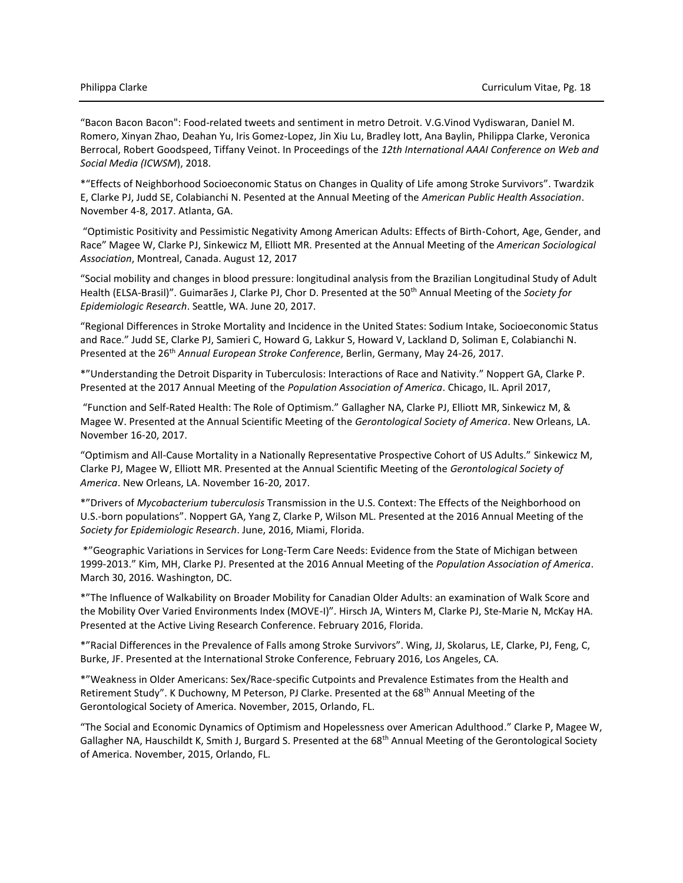“Bacon Bacon Bacon": Food-related tweets and sentiment in metro Detroit. V.G.Vinod Vydiswaran, Daniel M. Romero, Xinyan Zhao, Deahan Yu, Iris Gomez-Lopez, Jin Xiu Lu, Bradley Iott, Ana Baylin, Philippa Clarke, Veronica Berrocal, Robert Goodspeed, Tiffany Veinot. In Proceedings of the *12th International AAAI Conference on Web and Social Media (ICWSM*), 2018.

*“Effects of Neighborhood Socioeconomic Status on Changes in Quality of Life among Stroke Survivors”. Twardzik E, Clarke PJ, Judd SE, Colabianchi N. Pesented at the Annual Meeting of the *American Public Health Association*. November 4-8, 2017. Atlanta, GA.

“Optimistic Positivity and Pessimistic Negativity Among American Adults: Effects of Birth-Cohort, Age, Gender, and Race” Magee W, Clarke PJ, Sinkewicz M, Elliott MR. Presented at the Annual Meeting of the *American Sociological Association*, Montreal, Canada. August 12, 2017

“Social mobility and changes in blood pressure: longitudinal analysis from the Brazilian Longitudinal Study of Adult Health (ELSA-Brasil)”. Guimarães J, Clarke PJ, Chor D. Presented at the 50th Annual Meeting of the *Society for Epidemiologic Research*. Seattle, WA. June 20, 2017.

“Regional Differences in Stroke Mortality and Incidence in the United States: Sodium Intake, Socioeconomic Status and Race.” Judd SE, Clarke PJ, Samieri C, Howard G, Lakkur S, Howard V, Lackland D, Soliman E, Colabianchi N. Presented at the 26th *Annual European Stroke Conference*, Berlin, Germany, May 24-26, 2017.

*”Understanding the Detroit Disparity in Tuberculosis: Interactions of Race and Nativity.” Noppert GA, Clarke P. Presented at the 2017 Annual Meeting of the *Population Association of America*. Chicago, IL. April 2017,

“Function and Self-Rated Health: The Role of Optimism.” Gallagher NA, Clarke PJ, Elliott MR, Sinkewicz M, & Magee W. Presented at the Annual Scientific Meeting of the *Gerontological Society of America*. New Orleans, LA. November 16-20, 2017.

“Optimism and All-Cause Mortality in a Nationally Representative Prospective Cohort of US Adults.” Sinkewicz M, Clarke PJ, Magee W, Elliott MR. Presented at the Annual Scientific Meeting of the *Gerontological Society of America*. New Orleans, LA. November 16-20, 2017.

*”Drivers of *Mycobacterium tuberculosis* Transmission in the U.S. Context: The Effects of the Neighborhood on U.S.-born populations”. Noppert GA, Yang Z, Clarke P, Wilson ML. Presented at the 2016 Annual Meeting of the *Society for Epidemiologic Research*. June, 2016, Miami, Florida.

*”Geographic Variations in Services for Long-Term Care Needs: Evidence from the State of Michigan between 1999-2013.” Kim, MH, Clarke PJ. Presented at the 2016 Annual Meeting of the *Population Association of America*. March 30, 2016. Washington, DC.

*”The Influence of Walkability on Broader Mobility for Canadian Older Adults: an examination of Walk Score and the Mobility Over Varied Environments Index (MOVE-I)”. Hirsch JA, Winters M, Clarke PJ, Ste-Marie N, McKay HA. Presented at the Active Living Research Conference. February 2016, Florida.

*”Racial Differences in the Prevalence of Falls among Stroke Survivors”. Wing, JJ, Skolarus, LE, Clarke, PJ, Feng, C, Burke, JF. Presented at the International Stroke Conference, February 2016, Los Angeles, CA.

*”Weakness in Older Americans: Sex/Race-specific Cutpoints and Prevalence Estimates from the Health and Retirement Study”. K Duchowny, M Peterson, PJ Clarke. Presented at the 68th Annual Meeting of the Gerontological Society of America. November, 2015, Orlando, FL.

“The Social and Economic Dynamics of Optimism and Hopelessness over American Adulthood.” Clarke P, Magee W, Gallagher NA, Hauschildt K, Smith J, Burgard S. Presented at the 68th Annual Meeting of the Gerontological Society of America. November, 2015, Orlando, FL.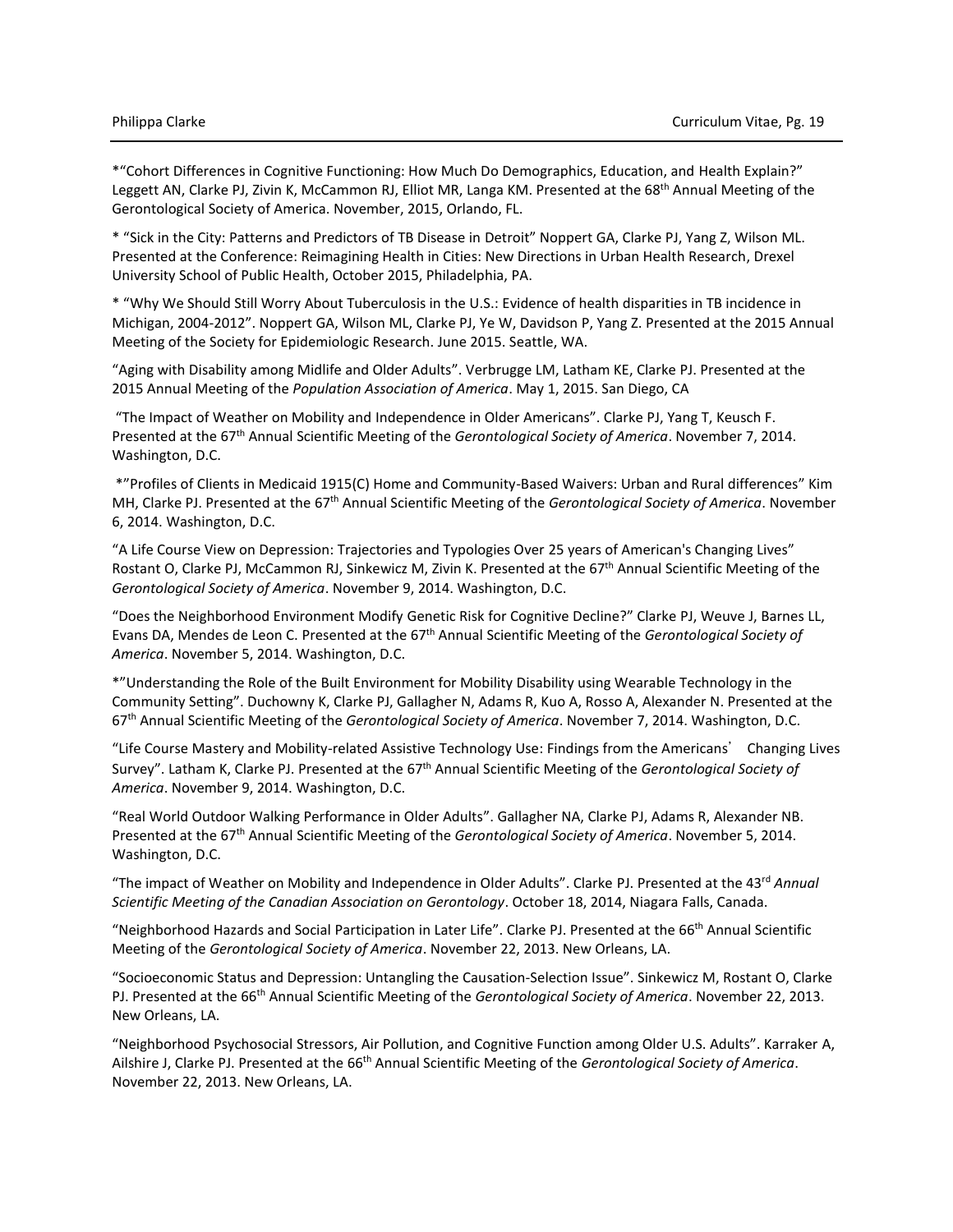*"Cohort Differences in Cognitive Functioning: How Much Do Demographics, Education, and Health Explain?" Leggett AN, Clarke PJ, Zivin K, McCammon RJ, Elliot MR, Langa KM. Presented at the 68th Annual Meeting of the Gerontological Society of America. November, 2015, Orlando, FL.

* "Sick in the City: Patterns and Predictors of TB Disease in Detroit" Noppert GA, Clarke PJ, Yang Z, Wilson ML. Presented at the Conference: Reimagining Health in Cities: New Directions in Urban Health Research, Drexel University School of Public Health, October 2015, Philadelphia, PA.

* "Why We Should Still Worry About Tuberculosis in the U.S.: Evidence of health disparities in TB incidence in Michigan, 2004-2012". Noppert GA, Wilson ML, Clarke PJ, Ye W, Davidson P, Yang Z. Presented at the 2015 Annual Meeting of the Society for Epidemiologic Research. June 2015. Seattle, WA.

"Aging with Disability among Midlife and Older Adults". Verbrugge LM, Latham KE, Clarke PJ. Presented at the 2015 Annual Meeting of the *Population Association of America*. May 1, 2015. San Diego, CA

"The Impact of Weather on Mobility and Independence in Older Americans". Clarke PJ, Yang T, Keusch F. Presented at the 67th Annual Scientific Meeting of the *Gerontological Society of America*. November 7, 2014. Washington, D.C.

*"Profiles of Clients in Medicaid 1915(C) Home and Community-Based Waivers: Urban and Rural differences" Kim MH, Clarke PJ. Presented at the 67th Annual Scientific Meeting of the *Gerontological Society of America*. November 6, 2014. Washington, D.C.

"A Life Course View on Depression: Trajectories and Typologies Over 25 years of American's Changing Lives" Rostant O, Clarke PJ, McCammon RJ, Sinkewicz M, Zivin K. Presented at the 67th Annual Scientific Meeting of the *Gerontological Society of America*. November 9, 2014. Washington, D.C.

"Does the Neighborhood Environment Modify Genetic Risk for Cognitive Decline?" Clarke PJ, Weuve J, Barnes LL, Evans DA, Mendes de Leon C. Presented at the 67th Annual Scientific Meeting of the *Gerontological Society of America*. November 5, 2014. Washington, D.C.

*"Understanding the Role of the Built Environment for Mobility Disability using Wearable Technology in the Community Setting". Duchowny K, Clarke PJ, Gallagher N, Adams R, Kuo A, Rosso A, Alexander N. Presented at the 67th Annual Scientific Meeting of the *Gerontological Society of America*. November 7, 2014. Washington, D.C.

"Life Course Mastery and Mobility-related Assistive Technology Use: Findings from the Americans' Changing Lives Survey". Latham K, Clarke PJ. Presented at the 67th Annual Scientific Meeting of the *Gerontological Society of America*. November 9, 2014. Washington, D.C.

"Real World Outdoor Walking Performance in Older Adults". Gallagher NA, Clarke PJ, Adams R, Alexander NB. Presented at the 67th Annual Scientific Meeting of the *Gerontological Society of America*. November 5, 2014. Washington, D.C.

"The impact of Weather on Mobility and Independence in Older Adults". Clarke PJ. Presented at the 43rd *Annual Scientific Meeting of the Canadian Association on Gerontology*. October 18, 2014, Niagara Falls, Canada.

"Neighborhood Hazards and Social Participation in Later Life". Clarke PJ. Presented at the 66th Annual Scientific Meeting of the *Gerontological Society of America*. November 22, 2013. New Orleans, LA.

"Socioeconomic Status and Depression: Untangling the Causation-Selection Issue". Sinkewicz M, Rostant O, Clarke PJ. Presented at the 66th Annual Scientific Meeting of the *Gerontological Society of America*. November 22, 2013. New Orleans, LA.

"Neighborhood Psychosocial Stressors, Air Pollution, and Cognitive Function among Older U.S. Adults". Karraker A, Ailshire J, Clarke PJ. Presented at the 66th Annual Scientific Meeting of the *Gerontological Society of America*. November 22, 2013. New Orleans, LA.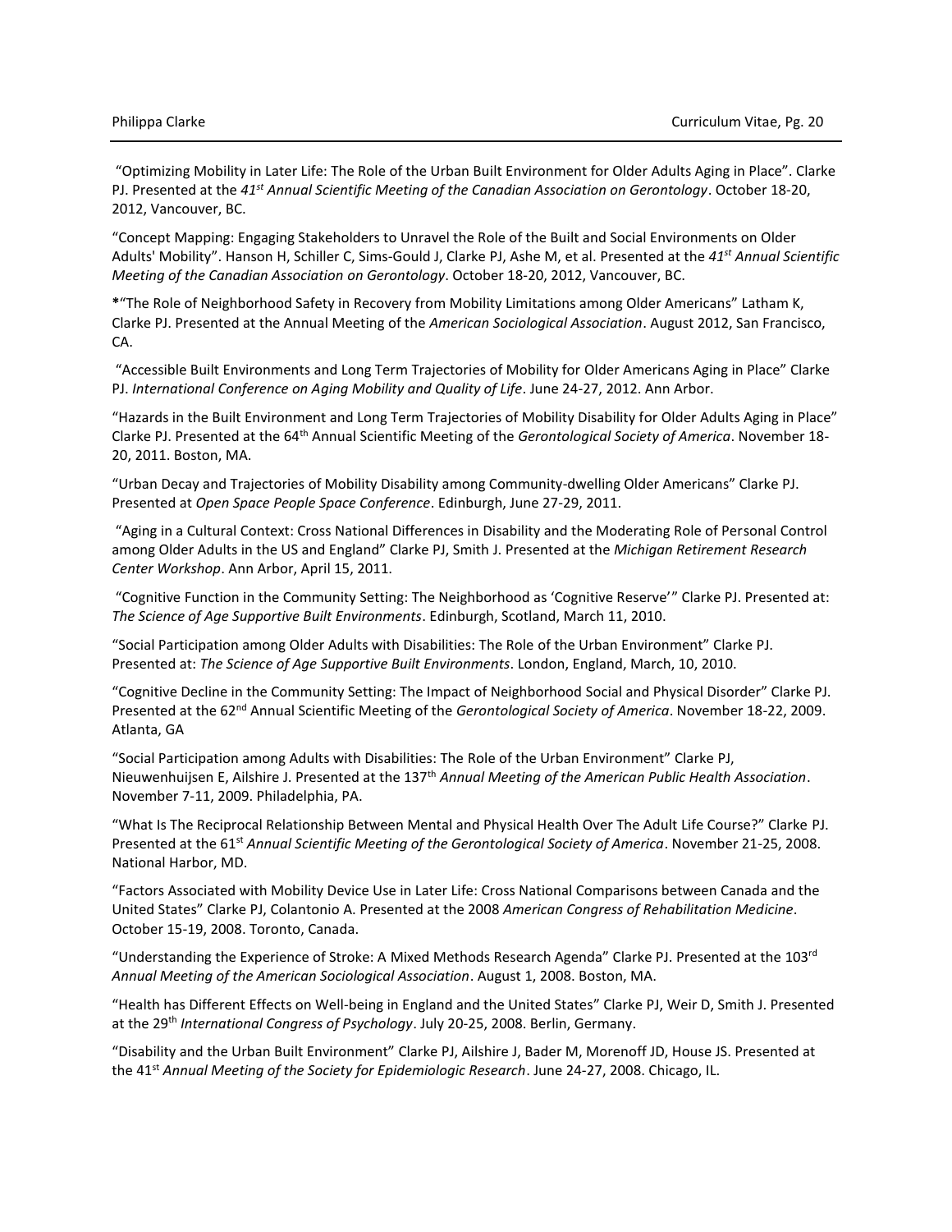"Optimizing Mobility in Later Life: The Role of the Urban Built Environment for Older Adults Aging in Place". Clarke PJ. Presented at the *41st Annual Scientific Meeting of the Canadian Association on Gerontology*. October 18-20, 2012, Vancouver, BC.

"Concept Mapping: Engaging Stakeholders to Unravel the Role of the Built and Social Environments on Older Adults' Mobility". Hanson H, Schiller C, Sims-Gould J, Clarke PJ, Ashe M, et al. Presented at the *41st Annual Scientific Meeting of the Canadian Association on Gerontology*. October 18-20, 2012, Vancouver, BC.

*"The Role of Neighborhood Safety in Recovery from Mobility Limitations among Older Americans" Latham K, Clarke PJ. Presented at the Annual Meeting of the *American Sociological Association*. August 2012, San Francisco, CA.

"Accessible Built Environments and Long Term Trajectories of Mobility for Older Americans Aging in Place" Clarke PJ. *International Conference on Aging Mobility and Quality of Life*. June 24-27, 2012. Ann Arbor.

"Hazards in the Built Environment and Long Term Trajectories of Mobility Disability for Older Adults Aging in Place" Clarke PJ. Presented at the 64th Annual Scientific Meeting of the *Gerontological Society of America*. November 18-20, 2011. Boston, MA.

"Urban Decay and Trajectories of Mobility Disability among Community-dwelling Older Americans" Clarke PJ. Presented at *Open Space People Space Conference*. Edinburgh, June 27-29, 2011.

"Aging in a Cultural Context: Cross National Differences in Disability and the Moderating Role of Personal Control among Older Adults in the US and England" Clarke PJ, Smith J. Presented at the *Michigan Retirement Research Center Workshop*. Ann Arbor, April 15, 2011.

"Cognitive Function in the Community Setting: The Neighborhood as 'Cognitive Reserve'" Clarke PJ. Presented at: *The Science of Age Supportive Built Environments*. Edinburgh, Scotland, March 11, 2010.

"Social Participation among Older Adults with Disabilities: The Role of the Urban Environment" Clarke PJ. Presented at: *The Science of Age Supportive Built Environments*. London, England, March, 10, 2010.

"Cognitive Decline in the Community Setting: The Impact of Neighborhood Social and Physical Disorder" Clarke PJ. Presented at the 62nd Annual Scientific Meeting of the *Gerontological Society of America*. November 18-22, 2009. Atlanta, GA

"Social Participation among Adults with Disabilities: The Role of the Urban Environment" Clarke PJ, Nieuwenhuijsen E, Ailshire J. Presented at the 137th *Annual Meeting of the American Public Health Association*. November 7-11, 2009. Philadelphia, PA.

"What Is The Reciprocal Relationship Between Mental and Physical Health Over The Adult Life Course?" Clarke PJ. Presented at the 61st *Annual Scientific Meeting of the Gerontological Society of America*. November 21-25, 2008. National Harbor, MD.

"Factors Associated with Mobility Device Use in Later Life: Cross National Comparisons between Canada and the United States" Clarke PJ, Colantonio A. Presented at the 2008 *American Congress of Rehabilitation Medicine*. October 15-19, 2008. Toronto, Canada.

"Understanding the Experience of Stroke: A Mixed Methods Research Agenda" Clarke PJ. Presented at the 103rd *Annual Meeting of the American Sociological Association*. August 1, 2008. Boston, MA.

"Health has Different Effects on Well-being in England and the United States" Clarke PJ, Weir D, Smith J. Presented at the 29th *International Congress of Psychology*. July 20-25, 2008. Berlin, Germany.

"Disability and the Urban Built Environment" Clarke PJ, Ailshire J, Bader M, Morenoff JD, House JS. Presented at the 41st *Annual Meeting of the Society for Epidemiologic Research*. June 24-27, 2008. Chicago, IL.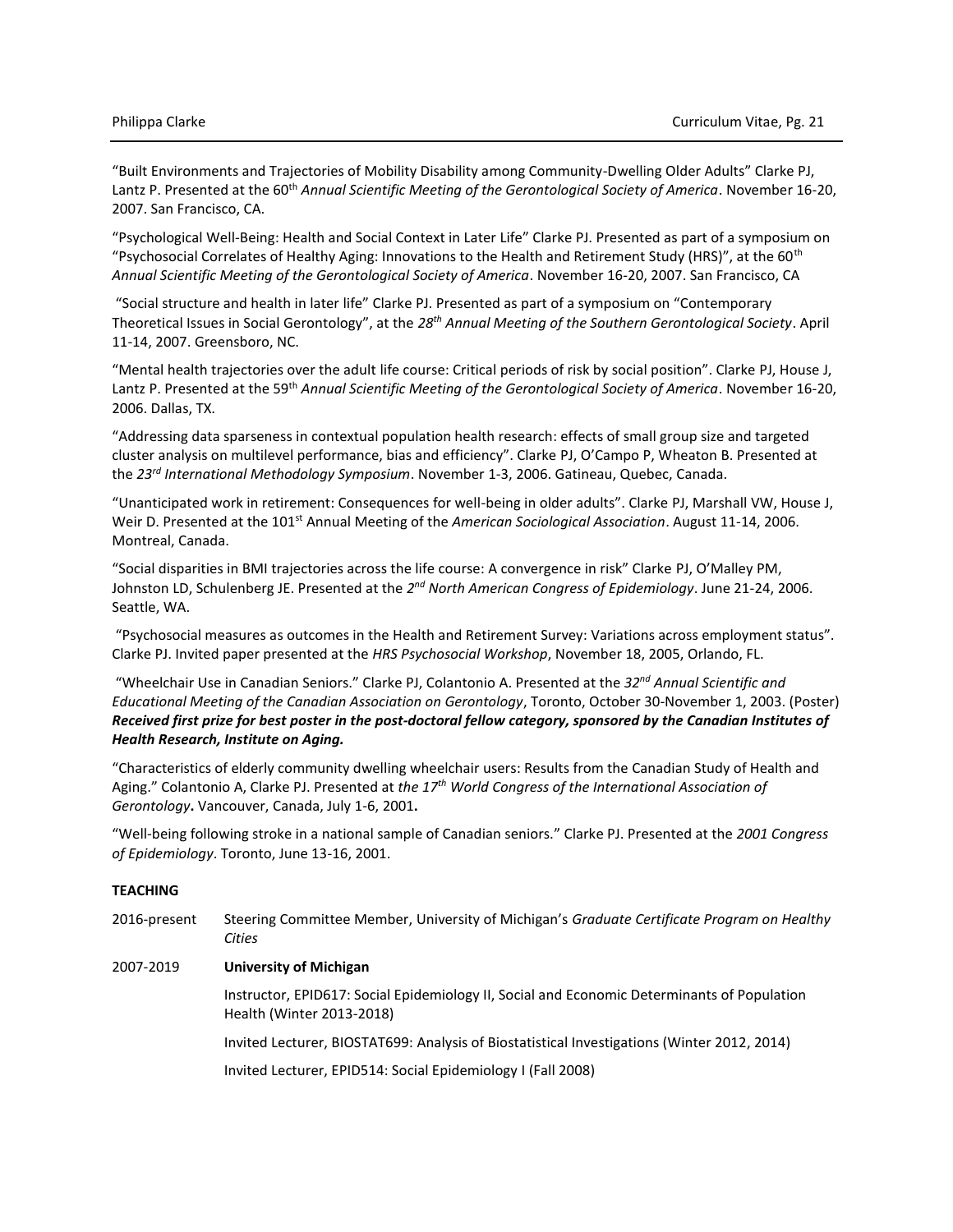"Built Environments and Trajectories of Mobility Disability among Community-Dwelling Older Adults" Clarke PJ, Lantz P. Presented at the 60th *Annual Scientific Meeting of the Gerontological Society of America*. November 16-20, 2007. San Francisco, CA.

"Psychological Well-Being: Health and Social Context in Later Life" Clarke PJ. Presented as part of a symposium on "Psychosocial Correlates of Healthy Aging: Innovations to the Health and Retirement Study (HRS)", at the 60th *Annual Scientific Meeting of the Gerontological Society of America*. November 16-20, 2007. San Francisco, CA

"Social structure and health in later life" Clarke PJ. Presented as part of a symposium on "Contemporary Theoretical Issues in Social Gerontology", at the *28th Annual Meeting of the Southern Gerontological Society*. April 11-14, 2007. Greensboro, NC.

"Mental health trajectories over the adult life course: Critical periods of risk by social position". Clarke PJ, House J, Lantz P. Presented at the 59th *Annual Scientific Meeting of the Gerontological Society of America*. November 16-20, 2006. Dallas, TX.

"Addressing data sparseness in contextual population health research: effects of small group size and targeted cluster analysis on multilevel performance, bias and efficiency". Clarke PJ, O'Campo P, Wheaton B. Presented at the *23rd International Methodology Symposium*. November 1-3, 2006. Gatineau, Quebec, Canada.

"Unanticipated work in retirement: Consequences for well-being in older adults". Clarke PJ, Marshall VW, House J, Weir D. Presented at the 101st Annual Meeting of the *American Sociological Association*. August 11-14, 2006. Montreal, Canada.

"Social disparities in BMI trajectories across the life course: A convergence in risk" Clarke PJ, O'Malley PM, Johnston LD, Schulenberg JE. Presented at the *2nd North American Congress of Epidemiology*. June 21-24, 2006. Seattle, WA.

"Psychosocial measures as outcomes in the Health and Retirement Survey: Variations across employment status". Clarke PJ. Invited paper presented at the *HRS Psychosocial Workshop*, November 18, 2005, Orlando, FL.

"Wheelchair Use in Canadian Seniors." Clarke PJ, Colantonio A. Presented at the *32nd Annual Scientific and Educational Meeting of the Canadian Association on Gerontology*, Toronto, October 30-November 1, 2003. (Poster) ***Received first prize for best poster in the post-doctoral fellow category, sponsored by the Canadian Institutes of Health Research, Institute on Aging.***

"Characteristics of elderly community dwelling wheelchair users: Results from the Canadian Study of Health and Aging." Colantonio A, Clarke PJ. Presented at *the 17th World Congress of the International Association of Gerontology***.** Vancouver, Canada, July 1-6, 2001**.**

"Well-being following stroke in a national sample of Canadian seniors." Clarke PJ. Presented at the *2001 Congress of Epidemiology*. Toronto, June 13-16, 2001.

**TEACHING**

2016-present Steering Committee Member, University of Michigan's *Graduate Certificate Program on Healthy Cities*

2007-2019 **University of Michigan**

Instructor, EPID617: Social Epidemiology II, Social and Economic Determinants of Population Health (Winter 2013-2018)

Invited Lecturer, BIOSTAT699: Analysis of Biostatistical Investigations (Winter 2012, 2014)

Invited Lecturer, EPID514: Social Epidemiology I (Fall 2008)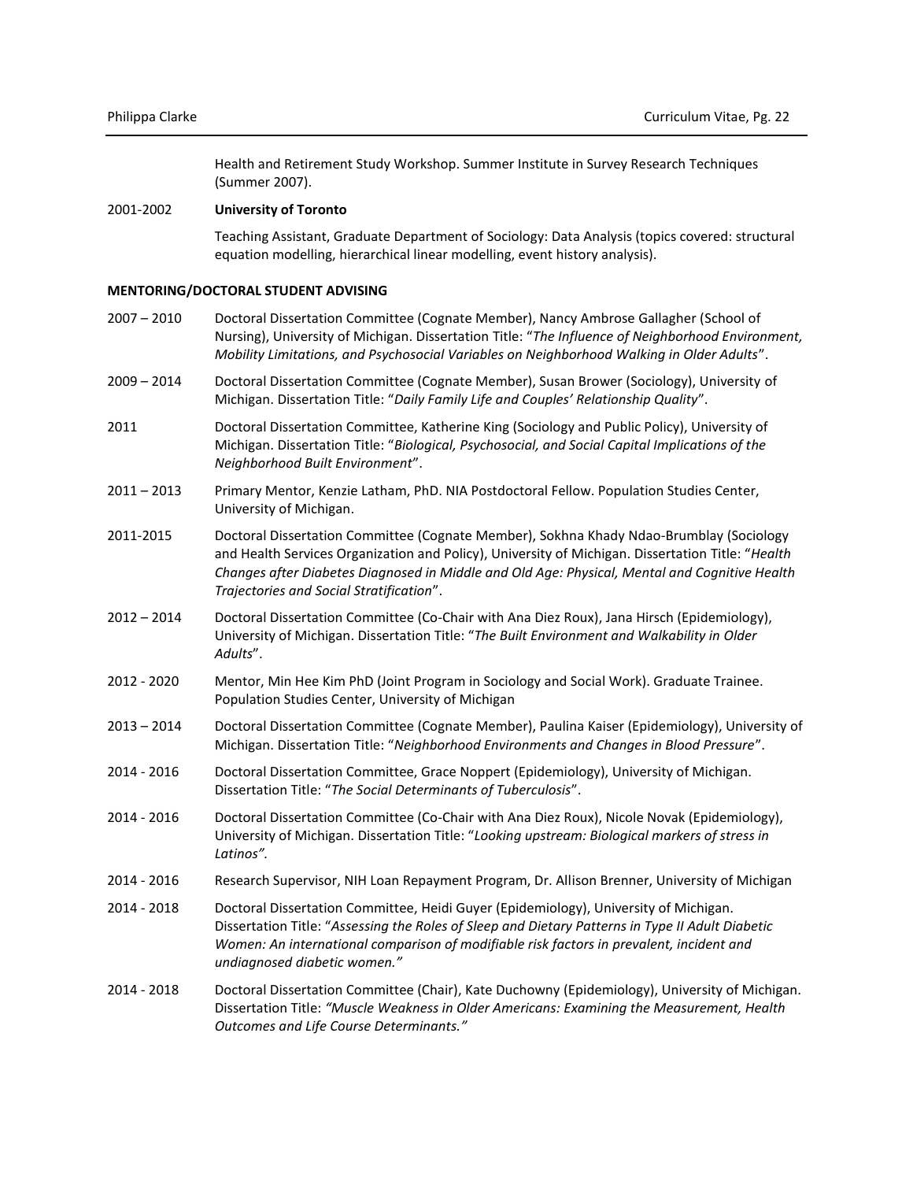Health and Retirement Study Workshop. Summer Institute in Survey Research Techniques (Summer 2007).

2001-2002 **University of Toronto**

Teaching Assistant, Graduate Department of Sociology: Data Analysis (topics covered: structural equation modelling, hierarchical linear modelling, event history analysis).

**MENTORING/DOCTORAL STUDENT ADVISING**

2007 – 2010 Doctoral Dissertation Committee (Cognate Member), Nancy Ambrose Gallagher (School of Nursing), University of Michigan. Dissertation Title: "*The Influence of Neighborhood Environment, Mobility Limitations, and Psychosocial Variables on Neighborhood Walking in Older Adults*".

2009 – 2014 Doctoral Dissertation Committee (Cognate Member), Susan Brower (Sociology), University of Michigan. Dissertation Title: "*Daily Family Life and Couples' Relationship Quality*".

2011 Doctoral Dissertation Committee, Katherine King (Sociology and Public Policy), University of Michigan. Dissertation Title: "*Biological, Psychosocial, and Social Capital Implications of the Neighborhood Built Environment*".

2011 – 2013 Primary Mentor, Kenzie Latham, PhD. NIA Postdoctoral Fellow. Population Studies Center, University of Michigan.

2011-2015 Doctoral Dissertation Committee (Cognate Member), Sokhna Khady Ndao-Brumblay (Sociology and Health Services Organization and Policy), University of Michigan. Dissertation Title: "*Health Changes after Diabetes Diagnosed in Middle and Old Age: Physical, Mental and Cognitive Health Trajectories and Social Stratification*".

2012 – 2014 Doctoral Dissertation Committee (Co-Chair with Ana Diez Roux), Jana Hirsch (Epidemiology), University of Michigan. Dissertation Title: "*The Built Environment and Walkability in Older Adults*".

2012 - 2020 Mentor, Min Hee Kim PhD (Joint Program in Sociology and Social Work). Graduate Trainee. Population Studies Center, University of Michigan

2013 – 2014 Doctoral Dissertation Committee (Cognate Member), Paulina Kaiser (Epidemiology), University of Michigan. Dissertation Title: "*Neighborhood Environments and Changes in Blood Pressure*".

2014 - 2016 Doctoral Dissertation Committee, Grace Noppert (Epidemiology), University of Michigan. Dissertation Title: "*The Social Determinants of Tuberculosis*".

2014 - 2016 Doctoral Dissertation Committee (Co-Chair with Ana Diez Roux), Nicole Novak (Epidemiology), University of Michigan. Dissertation Title: "*Looking upstream: Biological markers of stress in Latinos".*

2014 - 2016 Research Supervisor, NIH Loan Repayment Program, Dr. Allison Brenner, University of Michigan

2014 - 2018 Doctoral Dissertation Committee, Heidi Guyer (Epidemiology), University of Michigan. Dissertation Title: "*Assessing the Roles of Sleep and Dietary Patterns in Type II Adult Diabetic Women: An international comparison of modifiable risk factors in prevalent, incident and undiagnosed diabetic women."*

2014 - 2018 Doctoral Dissertation Committee (Chair), Kate Duchowny (Epidemiology), University of Michigan. Dissertation Title: *"Muscle Weakness in Older Americans: Examining the Measurement, Health Outcomes and Life Course Determinants."*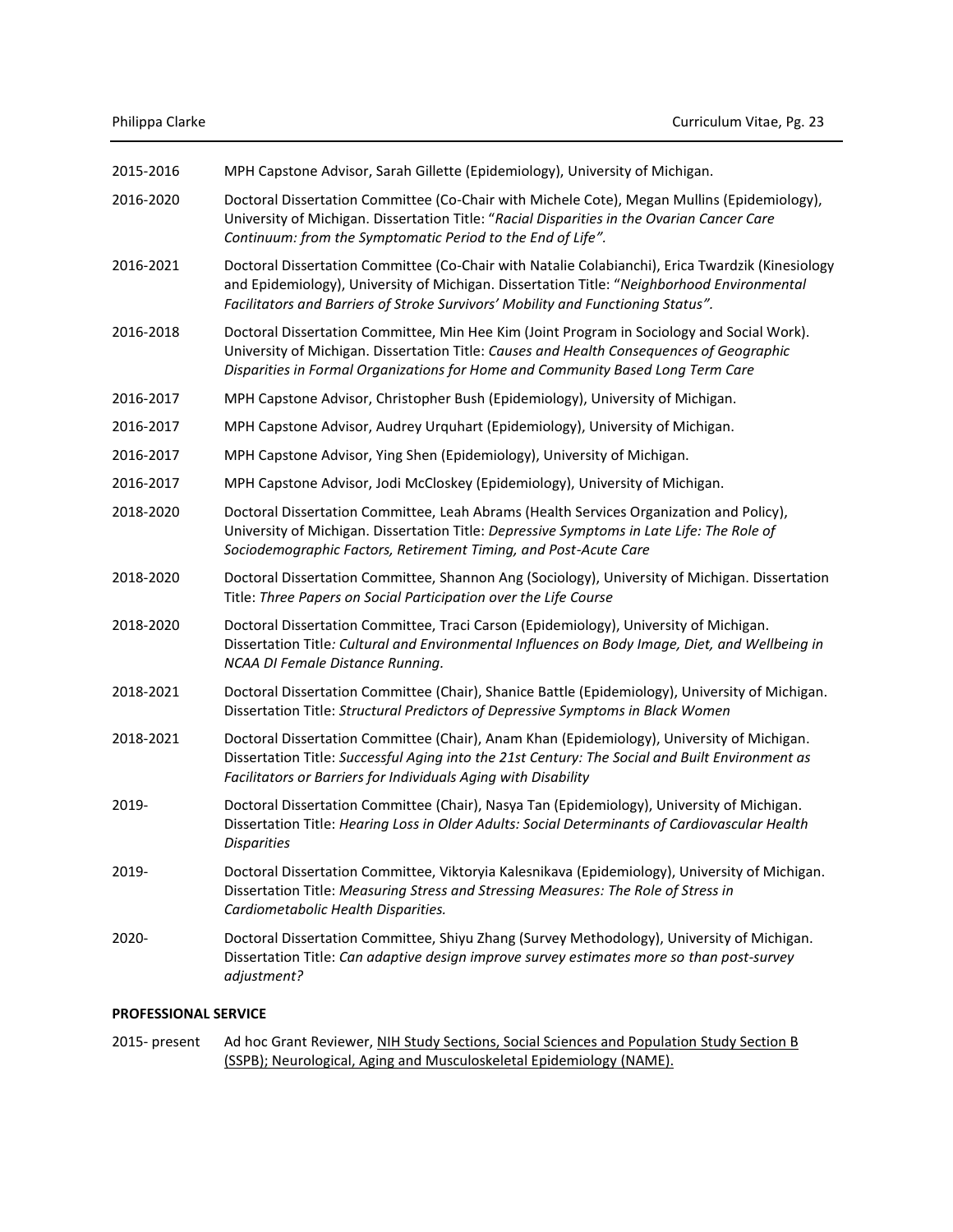2015-2016 MPH Capstone Advisor, Sarah Gillette (Epidemiology), University of Michigan.

2016-2020 Doctoral Dissertation Committee (Co-Chair with Michele Cote), Megan Mullins (Epidemiology), University of Michigan. Dissertation Title: "*Racial Disparities in the Ovarian Cancer Care Continuum: from the Symptomatic Period to the End of Life".*

2016-2021 Doctoral Dissertation Committee (Co-Chair with Natalie Colabianchi), Erica Twardzik (Kinesiology and Epidemiology), University of Michigan. Dissertation Title: "*Neighborhood Environmental Facilitators and Barriers of Stroke Survivors' Mobility and Functioning Status".*

2016-2018 Doctoral Dissertation Committee, Min Hee Kim (Joint Program in Sociology and Social Work). University of Michigan. Dissertation Title: *Causes and Health Consequences of Geographic Disparities in Formal Organizations for Home and Community Based Long Term Care*

2016-2017 MPH Capstone Advisor, Christopher Bush (Epidemiology), University of Michigan.

2016-2017 MPH Capstone Advisor, Audrey Urquhart (Epidemiology), University of Michigan.

2016-2017 MPH Capstone Advisor, Ying Shen (Epidemiology), University of Michigan.

2016-2017 MPH Capstone Advisor, Jodi McCloskey (Epidemiology), University of Michigan.

2018-2020 Doctoral Dissertation Committee, Leah Abrams (Health Services Organization and Policy), University of Michigan. Dissertation Title: *Depressive Symptoms in Late Life: The Role of Sociodemographic Factors, Retirement Timing, and Post-Acute Care*

2018-2020 Doctoral Dissertation Committee, Shannon Ang (Sociology), University of Michigan. Dissertation Title: *Three Papers on Social Participation over the Life Course*

2018-2020 Doctoral Dissertation Committee, Traci Carson (Epidemiology), University of Michigan. Dissertation Title*: Cultural and Environmental Influences on Body Image, Diet, and Wellbeing in NCAA DI Female Distance Running.*

2018-2021 Doctoral Dissertation Committee (Chair), Shanice Battle (Epidemiology), University of Michigan. Dissertation Title: *Structural Predictors of Depressive Symptoms in Black Women*

2018-2021 Doctoral Dissertation Committee (Chair), Anam Khan (Epidemiology), University of Michigan. Dissertation Title: *Successful Aging into the 21st Century: The Social and Built Environment as Facilitators or Barriers for Individuals Aging with Disability*

2019- Doctoral Dissertation Committee (Chair), Nasya Tan (Epidemiology), University of Michigan. Dissertation Title: *Hearing Loss in Older Adults: Social Determinants of Cardiovascular Health Disparities*

2019- Doctoral Dissertation Committee, Viktoryia Kalesnikava (Epidemiology), University of Michigan. Dissertation Title: *Measuring Stress and Stressing Measures: The Role of Stress in Cardiometabolic Health Disparities.*

2020- Doctoral Dissertation Committee, Shiyu Zhang (Survey Methodology), University of Michigan. Dissertation Title: *Can adaptive design improve survey estimates more so than post-survey adjustment?*

**PROFESSIONAL SERVICE**

2015- present Ad hoc Grant Reviewer, NIH Study Sections, Social Sciences and Population Study Section B (SSPB); Neurological, Aging and Musculoskeletal Epidemiology (NAME).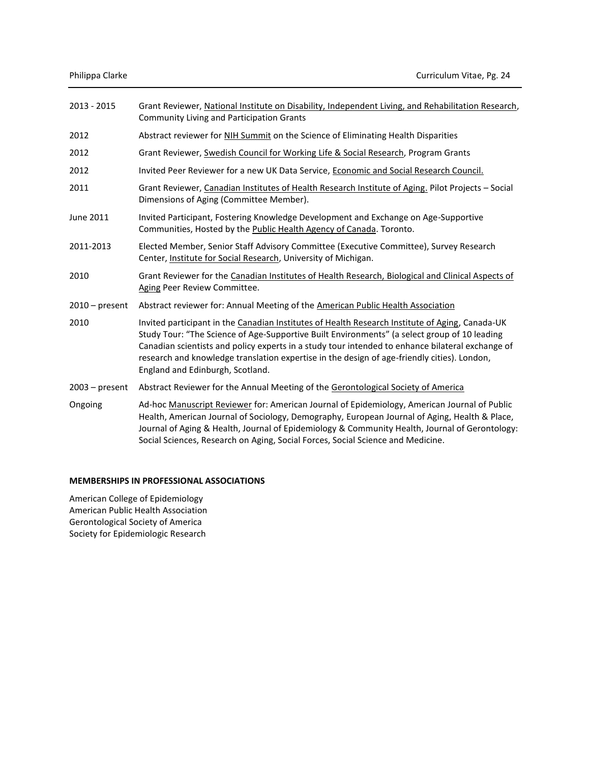| | |
|---|---|
| 2013 - 2015 | Grant Reviewer, National Institute on Disability, Independent Living, and Rehabilitation Research, Community Living and Participation Grants |
| 2012 | Abstract reviewer for NIH Summit on the Science of Eliminating Health Disparities |
| 2012 | Grant Reviewer, Swedish Council for Working Life & Social Research, Program Grants |
| 2012 | Invited Peer Reviewer for a new UK Data Service, Economic and Social Research Council. |
| 2011 | Grant Reviewer, Canadian Institutes of Health Research Institute of Aging. Pilot Projects – Social Dimensions of Aging (Committee Member). |
| June 2011 | Invited Participant, Fostering Knowledge Development and Exchange on Age-Supportive Communities, Hosted by the Public Health Agency of Canada. Toronto. |
| 2011-2013 | Elected Member, Senior Staff Advisory Committee (Executive Committee), Survey Research Center, Institute for Social Research, University of Michigan. |
| 2010 | Grant Reviewer for the Canadian Institutes of Health Research, Biological and Clinical Aspects of Aging Peer Review Committee. |
| 2010 – present | Abstract reviewer for: Annual Meeting of the American Public Health Association |
| 2010 | Invited participant in the Canadian Institutes of Health Research Institute of Aging, Canada-UK Study Tour: "The Science of Age-Supportive Built Environments" (a select group of 10 leading Canadian scientists and policy experts in a study tour intended to enhance bilateral exchange of research and knowledge translation expertise in the design of age-friendly cities). London, England and Edinburgh, Scotland. |
| 2003 – present | Abstract Reviewer for the Annual Meeting of the Gerontological Society of America |
| Ongoing | Ad-hoc Manuscript Reviewer for: American Journal of Epidemiology, American Journal of Public Health, American Journal of Sociology, Demography, European Journal of Aging, Health & Place, Journal of Aging & Health, Journal of Epidemiology & Community Health, Journal of Gerontology: Social Sciences, Research on Aging, Social Forces, Social Science and Medicine. |

**MEMBERSHIPS IN PROFESSIONAL ASSOCIATIONS**

American College of Epidemiology
American Public Health Association
Gerontological Society of America
Society for Epidemiologic Research